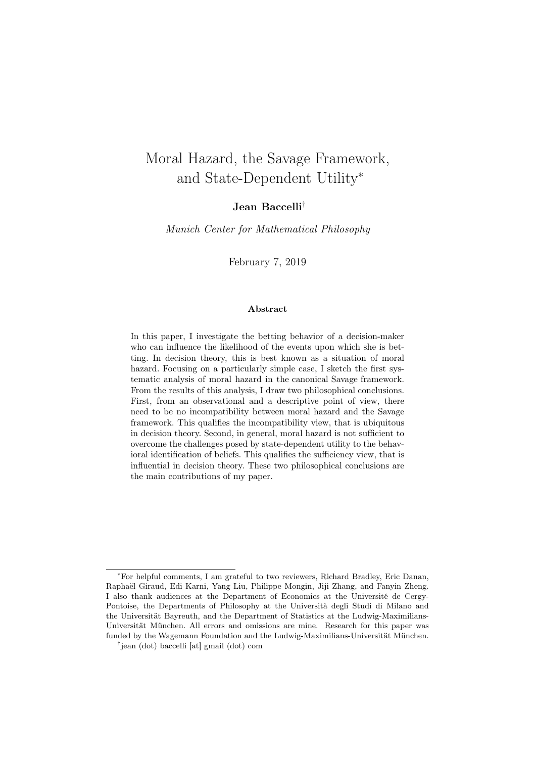# Moral Hazard, the Savage Framework, and State-Dependent Utility*

**Jean Baccelli**†

*Munich Center for Mathematical Philosophy*

February 7, 2019

**Abstract**

In this paper, I investigate the betting behavior of a decision-maker who can influence the likelihood of the events upon which she is betting. In decision theory, this is best known as a situation of moral hazard. Focusing on a particularly simple case, I sketch the first systematic analysis of moral hazard in the canonical Savage framework. From the results of this analysis, I draw two philosophical conclusions. First, from an observational and a descriptive point of view, there need to be no incompatibility between moral hazard and the Savage framework. This qualifies the incompatibility view, that is ubiquitous in decision theory. Second, in general, moral hazard is not sufficient to overcome the challenges posed by state-dependent utility to the behavioral identification of beliefs. This qualifies the sufficiency view, that is influential in decision theory. These two philosophical conclusions are the main contributions of my paper.

---

*For helpful comments, I am grateful to two reviewers, Richard Bradley, Eric Danan, Raphaël Giraud, Edi Karni, Yang Liu, Philippe Mongin, Jiji Zhang, and Fanyin Zheng. I also thank audiences at the Department of Economics at the Université de Cergy-Pontoise, the Departments of Philosophy at the Università degli Studi di Milano and the Universität Bayreuth, and the Department of Statistics at the Ludwig-Maximilians-Universität München. All errors and omissions are mine. Research for this paper was funded by the Wagemann Foundation and the Ludwig-Maximilians-Universität München.

†jean (dot) baccelli [at] gmail (dot) com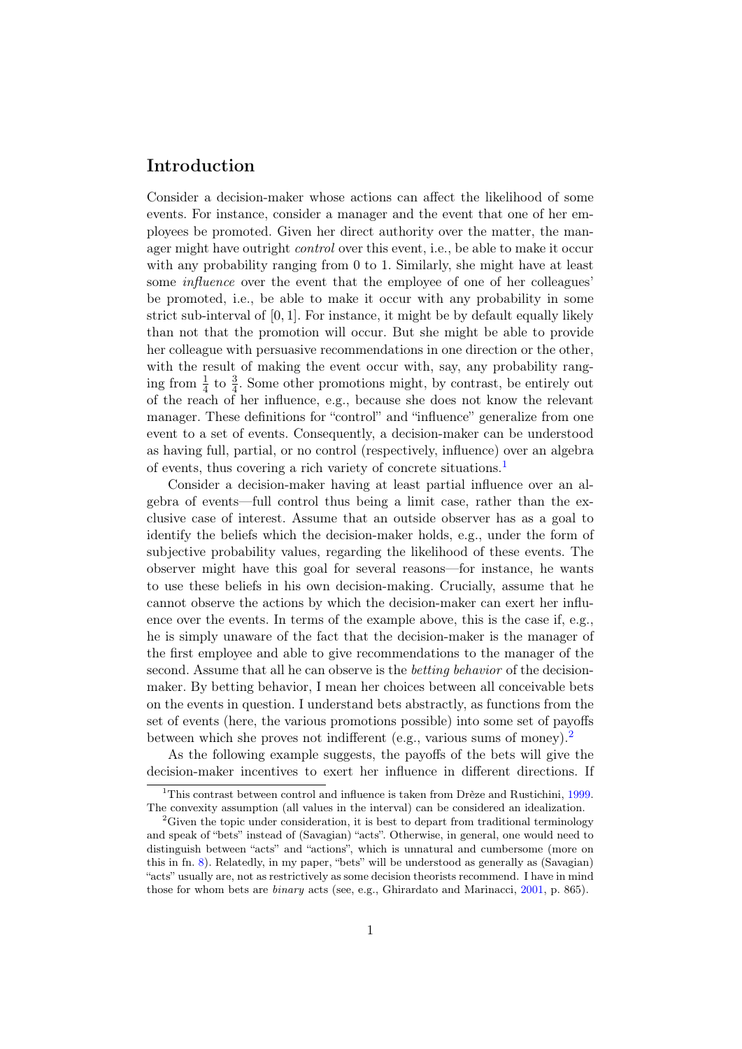## Introduction

Consider a decision-maker whose actions can affect the likelihood of some events. For instance, consider a manager and the event that one of her employees be promoted. Given her direct authority over the matter, the manager might have outright *control* over this event, i.e., be able to make it occur with any probability ranging from 0 to 1. Similarly, she might have at least some *influence* over the event that the employee of one of her colleagues' be promoted, i.e., be able to make it occur with any probability in some strict sub-interval of $[0, 1]$. For instance, it might be by default equally likely than not that the promotion will occur. But she might be able to provide her colleague with persuasive recommendations in one direction or the other, with the result of making the event occur with, say, any probability ranging from $\frac{1}{4}$ to $\frac{3}{4}$. Some other promotions might, by contrast, be entirely out of the reach of her influence, e.g., because she does not know the relevant manager. These definitions for "control" and "influence" generalize from one event to a set of events. Consequently, a decision-maker can be understood as having full, partial, or no control (respectively, influence) over an algebra of events, thus covering a rich variety of concrete situations.[1]

Consider a decision-maker having at least partial influence over an algebra of events—full control thus being a limit case, rather than the exclusive case of interest. Assume that an outside observer has as a goal to identify the beliefs which the decision-maker holds, e.g., under the form of subjective probability values, regarding the likelihood of these events. The observer might have this goal for several reasons—for instance, he wants to use these beliefs in his own decision-making. Crucially, assume that he cannot observe the actions by which the decision-maker can exert her influence over the events. In terms of the example above, this is the case if, e.g., he is simply unaware of the fact that the decision-maker is the manager of the first employee and able to give recommendations to the manager of the second. Assume that all he can observe is the *betting behavior* of the decision-maker. By betting behavior, I mean her choices between all conceivable bets on the events in question. I understand bets abstractly, as functions from the set of events (here, the various promotions possible) into some set of payoffs between which she proves not indifferent (e.g., various sums of money).[2]

As the following example suggests, the payoffs of the bets will give the decision-maker incentives to exert her influence in different directions. If

[1] This contrast between control and influence is taken from Drèze and Rustichini, 1999. The convexity assumption (all values in the interval) can be considered an idealization.

[2] Given the topic under consideration, it is best to depart from traditional terminology and speak of "bets" instead of (Savagian) "acts". Otherwise, in general, one would need to distinguish between "acts" and "actions", which is unnatural and cumbersome (more on this in fn. 8). Relatedly, in my paper, "bets" will be understood as generally as (Savagian) "acts" usually are, not as restrictively as some decision theorists recommend. I have in mind those for whom bets are *binary* acts (see, e.g., Ghirardato and Marinacci, 2001, p. 865).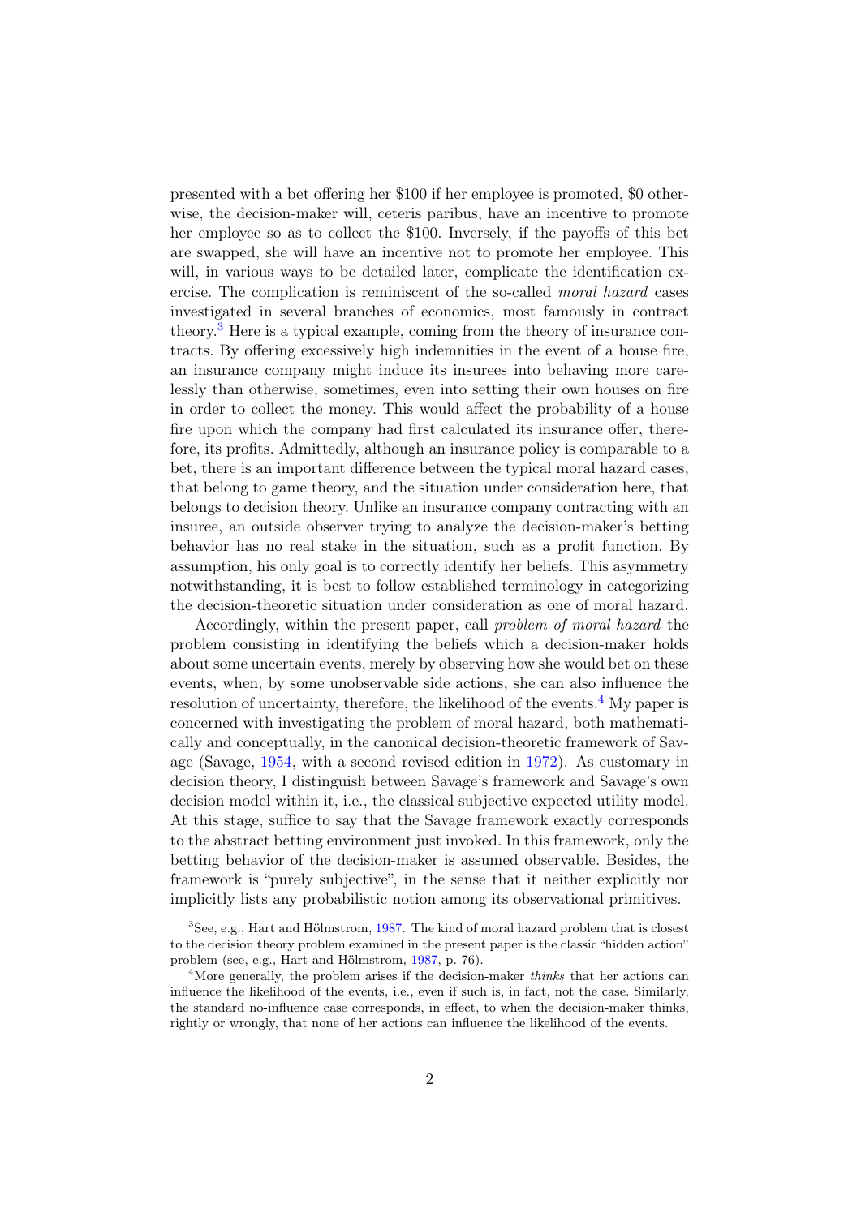presented with a bet offering her \$100 if her employee is promoted, \$0 otherwise, the decision-maker will, ceteris paribus, have an incentive to promote her employee so as to collect the \$100. Inversely, if the payoffs of this bet are swapped, she will have an incentive not to promote her employee. This will, in various ways to be detailed later, complicate the identification exercise. The complication is reminiscent of the so-called *moral hazard* cases investigated in several branches of economics, most famously in contract theory.[3] Here is a typical example, coming from the theory of insurance contracts. By offering excessively high indemnities in the event of a house fire, an insurance company might induce its insurees into behaving more carelessly than otherwise, sometimes, even into setting their own houses on fire in order to collect the money. This would affect the probability of a house fire upon which the company had first calculated its insurance offer, therefore, its profits. Admittedly, although an insurance policy is comparable to a bet, there is an important difference between the typical moral hazard cases, that belong to game theory, and the situation under consideration here, that belongs to decision theory. Unlike an insurance company contracting with an insuree, an outside observer trying to analyze the decision-maker's betting behavior has no real stake in the situation, such as a profit function. By assumption, his only goal is to correctly identify her beliefs. This asymmetry notwithstanding, it is best to follow established terminology in categorizing the decision-theoretic situation under consideration as one of moral hazard.

Accordingly, within the present paper, call *problem of moral hazard* the problem consisting in identifying the beliefs which a decision-maker holds about some uncertain events, merely by observing how she would bet on these events, when, by some unobservable side actions, she can also influence the resolution of uncertainty, therefore, the likelihood of the events.[4] My paper is concerned with investigating the problem of moral hazard, both mathematically and conceptually, in the canonical decision-theoretic framework of Savage (Savage, 1954, with a second revised edition in 1972). As customary in decision theory, I distinguish between Savage's framework and Savage's own decision model within it, i.e., the classical subjective expected utility model. At this stage, suffice to say that the Savage framework exactly corresponds to the abstract betting environment just invoked. In this framework, only the betting behavior of the decision-maker is assumed observable. Besides, the framework is "purely subjective", in the sense that it neither explicitly nor implicitly lists any probabilistic notion among its observational primitives.

[3] See, e.g., Hart and Hölmstrom, 1987. The kind of moral hazard problem that is closest to the decision theory problem examined in the present paper is the classic "hidden action" problem (see, e.g., Hart and Hölmstrom, 1987, p. 76).

[4] More generally, the problem arises if the decision-maker *thinks* that her actions can influence the likelihood of the events, i.e., even if such is, in fact, not the case. Similarly, the standard no-influence case corresponds, in effect, to when the decision-maker thinks, rightly or wrongly, that none of her actions can influence the likelihood of the events.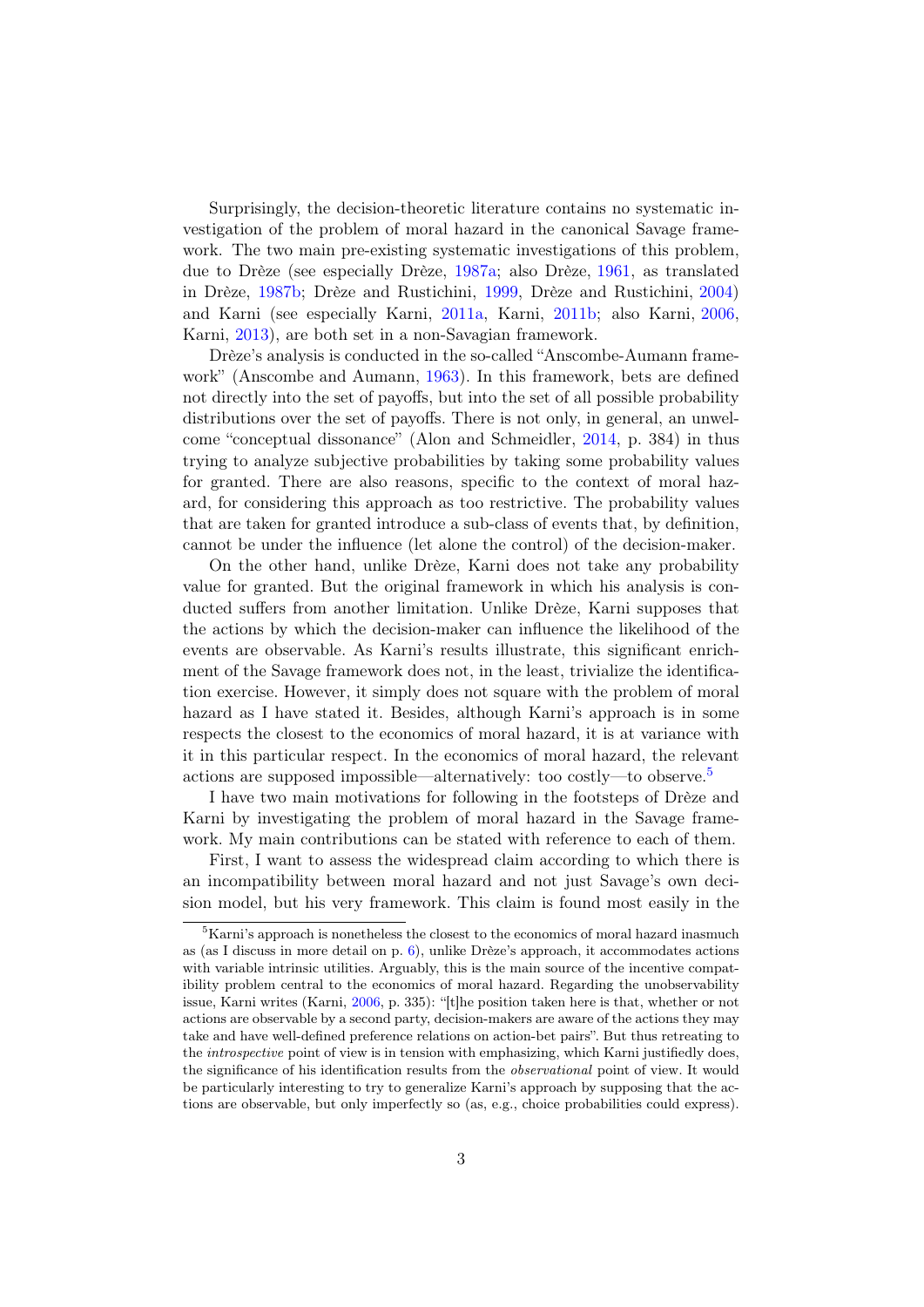Surprisingly, the decision-theoretic literature contains no systematic investigation of the problem of moral hazard in the canonical Savage framework. The two main pre-existing systematic investigations of this problem, due to Drèze (see especially Drèze, 1987a; also Drèze, 1961, as translated in Drèze, 1987b; Drèze and Rustichini, 1999, Drèze and Rustichini, 2004) and Karni (see especially Karni, 2011a, Karni, 2011b; also Karni, 2006, Karni, 2013), are both set in a non-Savagian framework.

Drèze's analysis is conducted in the so-called "Anscombe-Aumann framework" (Anscombe and Aumann, 1963). In this framework, bets are defined not directly into the set of payoffs, but into the set of all possible probability distributions over the set of payoffs. There is not only, in general, an unwelcome "conceptual dissonance" (Alon and Schmeidler, 2014, p. 384) in thus trying to analyze subjective probabilities by taking some probability values for granted. There are also reasons, specific to the context of moral hazard, for considering this approach as too restrictive. The probability values that are taken for granted introduce a sub-class of events that, by definition, cannot be under the influence (let alone the control) of the decision-maker.

On the other hand, unlike Drèze, Karni does not take any probability value for granted. But the original framework in which his analysis is conducted suffers from another limitation. Unlike Drèze, Karni supposes that the actions by which the decision-maker can influence the likelihood of the events are observable. As Karni's results illustrate, this significant enrichment of the Savage framework does not, in the least, trivialize the identification exercise. However, it simply does not square with the problem of moral hazard as I have stated it. Besides, although Karni's approach is in some respects the closest to the economics of moral hazard, it is at variance with it in this particular respect. In the economics of moral hazard, the relevant actions are supposed impossible—alternatively: too costly—to observe.[5]

I have two main motivations for following in the footsteps of Drèze and Karni by investigating the problem of moral hazard in the Savage framework. My main contributions can be stated with reference to each of them.

First, I want to assess the widespread claim according to which there is an incompatibility between moral hazard and not just Savage's own decision model, but his very framework. This claim is found most easily in the

[5] Karni's approach is nonetheless the closest to the economics of moral hazard inasmuch as (as I discuss in more detail on p. 6), unlike Drèze's approach, it accommodates actions with variable intrinsic utilities. Arguably, this is the main source of the incentive compatibility problem central to the economics of moral hazard. Regarding the unobservability issue, Karni writes (Karni, 2006, p. 335): "[t]he position taken here is that, whether or not actions are observable by a second party, decision-makers are aware of the actions they may take and have well-defined preference relations on action-bet pairs". But thus retreating to the *introspective* point of view is in tension with emphasizing, which Karni justifiedly does, the significance of his identification results from the *observational* point of view. It would be particularly interesting to try to generalize Karni's approach by supposing that the actions are observable, but only imperfectly so (as, e.g., choice probabilities could express).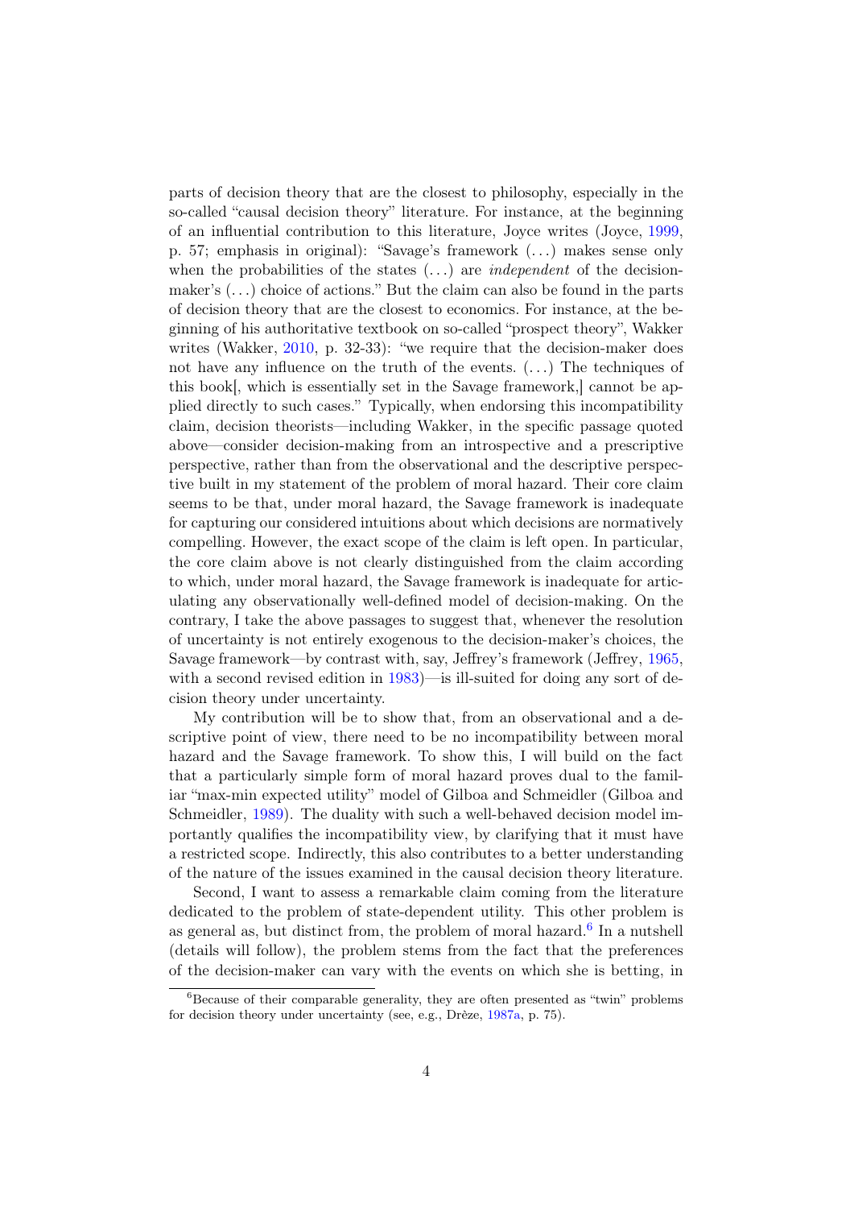parts of decision theory that are the closest to philosophy, especially in the so-called "causal decision theory" literature. For instance, at the beginning of an influential contribution to this literature, Joyce writes (Joyce, 1999, p. 57; emphasis in original): "Savage's framework (...) makes sense only when the probabilities of the states (...) are *independent* of the decision-maker's (...) choice of actions." But the claim can also be found in the parts of decision theory that are the closest to economics. For instance, at the beginning of his authoritative textbook on so-called "prospect theory", Wakker writes (Wakker, 2010, p. 32-33): "we require that the decision-maker does not have any influence on the truth of the events. (...) The techniques of this book[, which is essentially set in the Savage framework,] cannot be applied directly to such cases." Typically, when endorsing this incompatibility claim, decision theorists—including Wakker, in the specific passage quoted above—consider decision-making from an introspective and a prescriptive perspective, rather than from the observational and the descriptive perspective built in my statement of the problem of moral hazard. Their core claim seems to be that, under moral hazard, the Savage framework is inadequate for capturing our considered intuitions about which decisions are normatively compelling. However, the exact scope of the claim is left open. In particular, the core claim above is not clearly distinguished from the claim according to which, under moral hazard, the Savage framework is inadequate for articulating any observationally well-defined model of decision-making. On the contrary, I take the above passages to suggest that, whenever the resolution of uncertainty is not entirely exogenous to the decision-maker's choices, the Savage framework—by contrast with, say, Jeffrey's framework (Jeffrey, 1965, with a second revised edition in 1983)—is ill-suited for doing any sort of decision theory under uncertainty.

My contribution will be to show that, from an observational and a descriptive point of view, there need to be no incompatibility between moral hazard and the Savage framework. To show this, I will build on the fact that a particularly simple form of moral hazard proves dual to the familiar "max-min expected utility" model of Gilboa and Schmeidler (Gilboa and Schmeidler, 1989). The duality with such a well-behaved decision model importantly qualifies the incompatibility view, by clarifying that it must have a restricted scope. Indirectly, this also contributes to a better understanding of the nature of the issues examined in the causal decision theory literature.

Second, I want to assess a remarkable claim coming from the literature dedicated to the problem of state-dependent utility. This other problem is as general as, but distinct from, the problem of moral hazard.[6] In a nutshell (details will follow), the problem stems from the fact that the preferences of the decision-maker can vary with the events on which she is betting, in

[6] Because of their comparable generality, they are often presented as "twin" problems for decision theory under uncertainty (see, e.g., Drèze, 1987a, p. 75).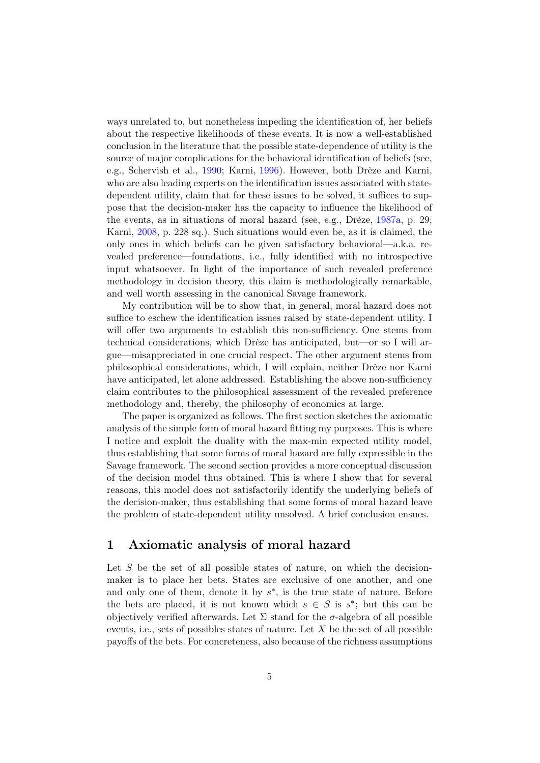ways unrelated to, but nonetheless impeding the identification of, her beliefs about the respective likelihoods of these events. It is now a well-established conclusion in the literature that the possible state-dependence of utility is the source of major complications for the behavioral identification of beliefs (see, e.g., Schervish et al., 1990; Karni, 1996). However, both Drèze and Karni, who are also leading experts on the identification issues associated with state-dependent utility, claim that for these issues to be solved, it suffices to suppose that the decision-maker has the capacity to influence the likelihood of the events, as in situations of moral hazard (see, e.g., Drèze, 1987a, p. 29; Karni, 2008, p. 228 sq.). Such situations would even be, as it is claimed, the only ones in which beliefs can be given satisfactory behavioral—a.k.a. revealed preference—foundations, i.e., fully identified with no introspective input whatsoever. In light of the importance of such revealed preference methodology in decision theory, this claim is methodologically remarkable, and well worth assessing in the canonical Savage framework.

My contribution will be to show that, in general, moral hazard does not suffice to eschew the identification issues raised by state-dependent utility. I will offer two arguments to establish this non-sufficiency. One stems from technical considerations, which Drèze has anticipated, but—or so I will argue—misappreciated in one crucial respect. The other argument stems from philosophical considerations, which, I will explain, neither Drèze nor Karni have anticipated, let alone addressed. Establishing the above non-sufficiency claim contributes to the philosophical assessment of the revealed preference methodology and, thereby, the philosophy of economics at large.

The paper is organized as follows. The first section sketches the axiomatic analysis of the simple form of moral hazard fitting my purposes. This is where I notice and exploit the duality with the max-min expected utility model, thus establishing that some forms of moral hazard are fully expressible in the Savage framework. The second section provides a more conceptual discussion of the decision model thus obtained. This is where I show that for several reasons, this model does not satisfactorily identify the underlying beliefs of the decision-maker, thus establishing that some forms of moral hazard leave the problem of state-dependent utility unsolved. A brief conclusion ensues.

## 1 Axiomatic analysis of moral hazard

Let $S$ be the set of all possible states of nature, on which the decision-maker is to place her bets. States are exclusive of one another, and one and only one of them, denote it by $s^*$, is the true state of nature. Before the bets are placed, it is not known which $s \in S$ is $s^*$; but this can be objectively verified afterwards. Let $\Sigma$ stand for the $\sigma$-algebra of all possible events, i.e., sets of possibles states of nature. Let $X$ be the set of all possible payoffs of the bets. For concreteness, also because of the richness assumptions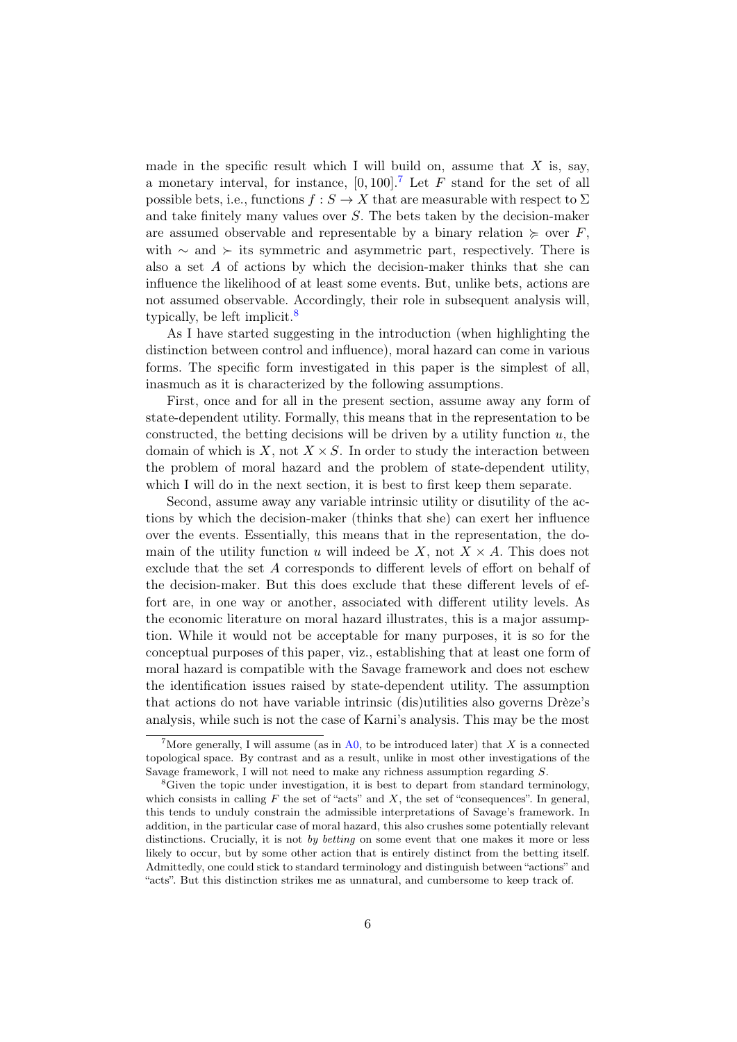made in the specific result which I will build on, assume that $X$ is, say, a monetary interval, for instance, $[0, 100]$.[7] Let $F$ stand for the set of all possible bets, i.e., functions $f : S \to X$ that are measurable with respect to $\Sigma$ and take finitely many values over $S$. The bets taken by the decision-maker are assumed observable and representable by a binary relation $\succcurlyeq$ over $F$, with $\sim$ and $\succ$ its symmetric and asymmetric part, respectively. There is also a set $A$ of actions by which the decision-maker thinks that she can influence the likelihood of at least some events. But, unlike bets, actions are not assumed observable. Accordingly, their role in subsequent analysis will, typically, be left implicit.[8]

As I have started suggesting in the introduction (when highlighting the distinction between control and influence), moral hazard can come in various forms. The specific form investigated in this paper is the simplest of all, inasmuch as it is characterized by the following assumptions.

First, once and for all in the present section, assume away any form of state-dependent utility. Formally, this means that in the representation to be constructed, the betting decisions will be driven by a utility function $u$, the domain of which is $X$, not $X \times S$. In order to study the interaction between the problem of moral hazard and the problem of state-dependent utility, which I will do in the next section, it is best to first keep them separate.

Second, assume away any variable intrinsic utility or disutility of the actions by which the decision-maker (thinks that she) can exert her influence over the events. Essentially, this means that in the representation, the domain of the utility function $u$ will indeed be $X$, not $X \times A$. This does not exclude that the set $A$ corresponds to different levels of effort on behalf of the decision-maker. But this does exclude that these different levels of effort are, in one way or another, associated with different utility levels. As the economic literature on moral hazard illustrates, this is a major assumption. While it would not be acceptable for many purposes, it is so for the conceptual purposes of this paper, viz., establishing that at least one form of moral hazard is compatible with the Savage framework and does not eschew the identification issues raised by state-dependent utility. The assumption that actions do not have variable intrinsic (dis)utilities also governs Drèze's analysis, while such is not the case of Karni's analysis. This may be the most

[7] More generally, I will assume (as in A0, to be introduced later) that $X$ is a connected topological space. By contrast and as a result, unlike in most other investigations of the Savage framework, I will not need to make any richness assumption regarding $S$.

[8] Given the topic under investigation, it is best to depart from standard terminology, which consists in calling $F$ the set of "acts" and $X$, the set of "consequences". In general, this tends to unduly constrain the admissible interpretations of Savage's framework. In addition, in the particular case of moral hazard, this also crushes some potentially relevant distinctions. Crucially, it is not *by betting* on some event that one makes it more or less likely to occur, but by some other action that is entirely distinct from the betting itself. Admittedly, one could stick to standard terminology and distinguish between "actions" and "acts". But this distinction strikes me as unnatural, and cumbersome to keep track of.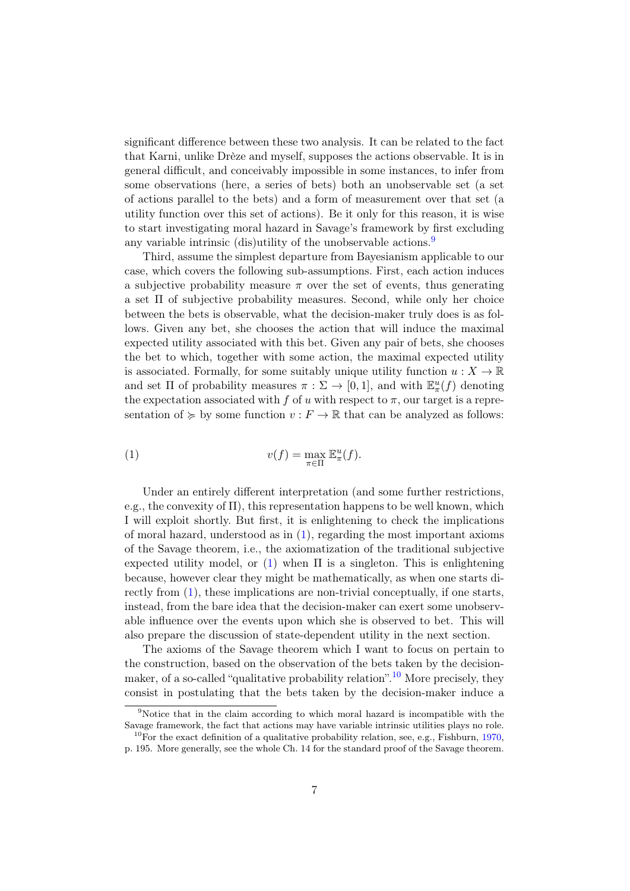significant difference between these two analysis. It can be related to the fact that Karni, unlike Drèze and myself, supposes the actions observable. It is in general difficult, and conceivably impossible in some instances, to infer from some observations (here, a series of bets) both an unobservable set (a set of actions parallel to the bets) and a form of measurement over that set (a utility function over this set of actions). Be it only for this reason, it is wise to start investigating moral hazard in Savage's framework by first excluding any variable intrinsic (dis)utility of the unobservable actions.[9]

Third, assume the simplest departure from Bayesianism applicable to our case, which covers the following sub-assumptions. First, each action induces a subjective probability measure $\pi$ over the set of events, thus generating a set $\Pi$ of subjective probability measures. Second, while only her choice between the bets is observable, what the decision-maker truly does is as follows. Given any bet, she chooses the action that will induce the maximal expected utility associated with this bet. Given any pair of bets, she chooses the bet to which, together with some action, the maximal expected utility is associated. Formally, for some suitably unique utility function $u : X \to \mathbb{R}$ and set $\Pi$ of probability measures $\pi : \Sigma \to [0, 1]$, and with $\mathbb{E}^u_\pi(f)$ denoting the expectation associated with $f$ of $u$ with respect to $\pi$, our target is a representation of $\succcurlyeq$ by some function $v : F \to \mathbb{R}$ that can be analyzed as follows:

$$v(f) = \max_{\pi \in \Pi} \mathbb{E}^u_\pi(f). \tag{1}$$

Under an entirely different interpretation (and some further restrictions, e.g., the convexity of $\Pi$), this representation happens to be well known, which I will exploit shortly. But first, it is enlightening to check the implications of moral hazard, understood as in (1), regarding the most important axioms of the Savage theorem, i.e., the axiomatization of the traditional subjective expected utility model, or (1) when $\Pi$ is a singleton. This is enlightening because, however clear they might be mathematically, as when one starts directly from (1), these implications are non-trivial conceptually, if one starts, instead, from the bare idea that the decision-maker can exert some unobservable influence over the events upon which she is observed to bet. This will also prepare the discussion of state-dependent utility in the next section.

The axioms of the Savage theorem which I want to focus on pertain to the construction, based on the observation of the bets taken by the decision-maker, of a so-called "qualitative probability relation".[10] More precisely, they consist in postulating that the bets taken by the decision-maker induce a

---

[9] Notice that in the claim according to which moral hazard is incompatible with the Savage framework, the fact that actions may have variable intrinsic utilities plays no role.

[10] For the exact definition of a qualitative probability relation, see, e.g., Fishburn, 1970, p. 195. More generally, see the whole Ch. 14 for the standard proof of the Savage theorem.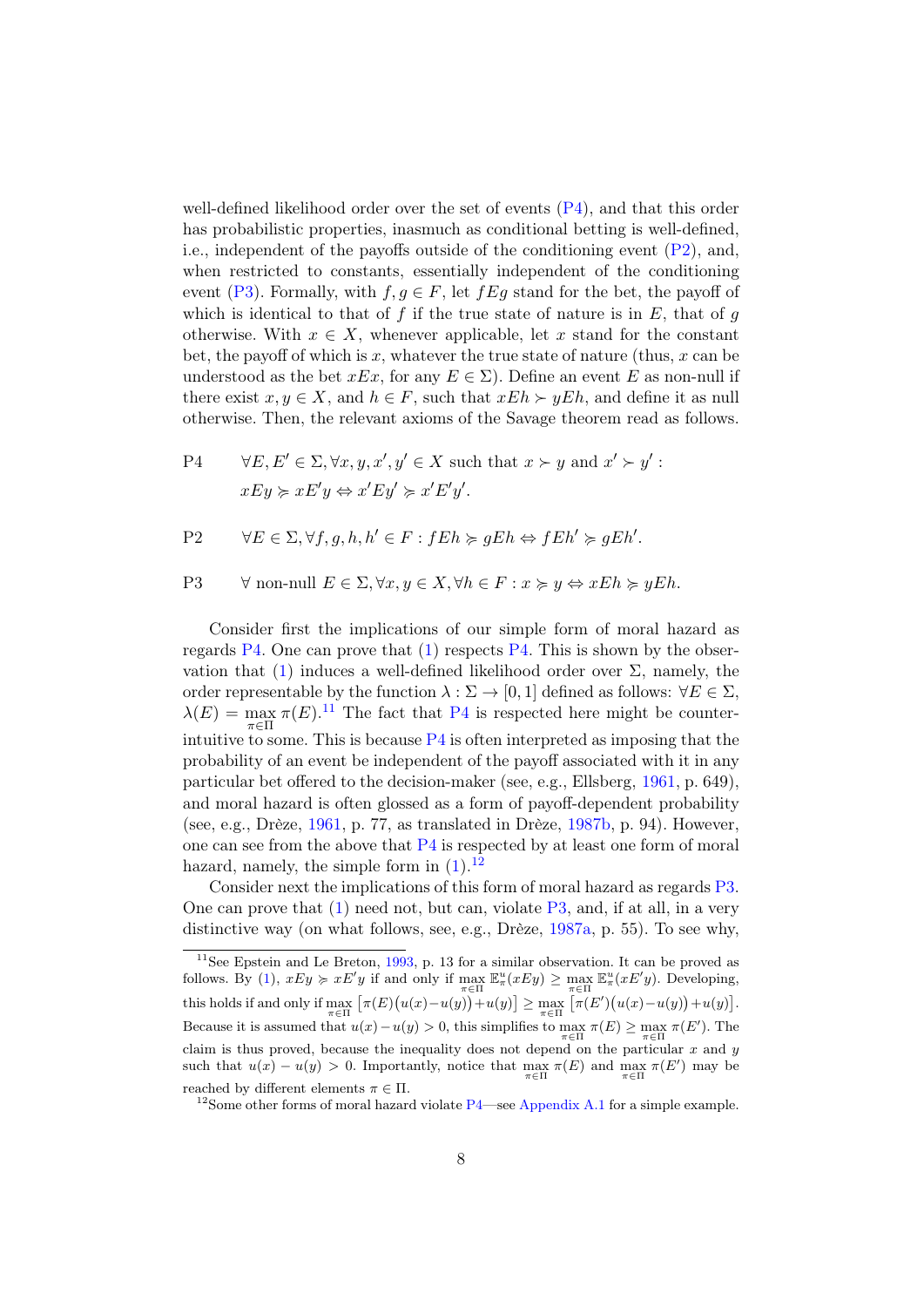well-defined likelihood order over the set of events (P4), and that this order has probabilistic properties, inasmuch as conditional betting is well-defined, i.e., independent of the payoffs outside of the conditioning event (P2), and, when restricted to constants, essentially independent of the conditioning event (P3). Formally, with $f, g \in F$, let $fEg$ stand for the bet, the payoff of which is identical to that of $f$ if the true state of nature is in $E$, that of $g$ otherwise. With $x \in X$, whenever applicable, let $x$ stand for the constant bet, the payoff of which is $x$, whatever the true state of nature (thus, $x$ can be understood as the bet $xEx$, for any $E \in \Sigma$). Define an event $E$ as non-null if there exist $x, y \in X$, and $h \in F$, such that $xEh \succ yEh$, and define it as null otherwise. Then, the relevant axioms of the Savage theorem read as follows.

P4 $\quad \forall E, E' \in \Sigma, \forall x, y, x', y' \in X$ such that $x \succ y$ and $x' \succ y'$ :
$xEy \succcurlyeq xE'y \Leftrightarrow x'Ey' \succcurlyeq x'E'y'$.

P2 $\quad \forall E \in \Sigma, \forall f, g, h, h' \in F : fEh \succcurlyeq gEh \Leftrightarrow fEh' \succcurlyeq gEh'$.

P3 $\quad \forall$ non-null $E \in \Sigma, \forall x, y \in X, \forall h \in F : x \succcurlyeq y \Leftrightarrow xEh \succcurlyeq yEh$.

Consider first the implications of our simple form of moral hazard as regards P4. One can prove that (1) respects P4. This is shown by the observation that (1) induces a well-defined likelihood order over $\Sigma$, namely, the order representable by the function $\lambda : \Sigma \to [0, 1]$ defined as follows: $\forall E \in \Sigma$, $\lambda(E) = \max_{\pi \in \Pi} \pi(E)$.[11] The fact that P4 is respected here might be counter-intuitive to some. This is because P4 is often interpreted as imposing that the probability of an event be independent of the payoff associated with it in any particular bet offered to the decision-maker (see, e.g., Ellsberg, 1961, p. 649), and moral hazard is often glossed as a form of payoff-dependent probability (see, e.g., Drèze, 1961, p. 77, as translated in Drèze, 1987b, p. 94). However, one can see from the above that P4 is respected by at least one form of moral hazard, namely, the simple form in (1).[12]

Consider next the implications of this form of moral hazard as regards P3. One can prove that (1) need not, but can, violate P3, and, if at all, in a very distinctive way (on what follows, see, e.g., Drèze, 1987a, p. 55). To see why,

[11] See Epstein and Le Breton, 1993, p. 13 for a similar observation. It can be proved as follows. By (1), $xEy \succcurlyeq xE'y$ if and only if $\max_{\pi \in \Pi} \mathbb{E}^u_\pi(xEy) \geq \max_{\pi \in \Pi} \mathbb{E}^u_\pi(xE'y)$. Developing, this holds if and only if $\max_{\pi \in \Pi} \left[\pi(E)\big(u(x) - u(y)\big) + u(y)\right] \geq \max_{\pi \in \Pi} \left[\pi(E')\big(u(x) - u(y)\big) + u(y)\right]$. Because it is assumed that $u(x) - u(y) > 0$, this simplifies to $\max_{\pi \in \Pi} \pi(E) \geq \max_{\pi \in \Pi} \pi(E')$. The claim is thus proved, because the inequality does not depend on the particular $x$ and $y$ such that $u(x) - u(y) > 0$. Importantly, notice that $\max_{\pi \in \Pi} \pi(E)$ and $\max_{\pi \in \Pi} \pi(E')$ may be reached by different elements $\pi \in \Pi$.

[12] Some other forms of moral hazard violate P4—see Appendix A.1 for a simple example.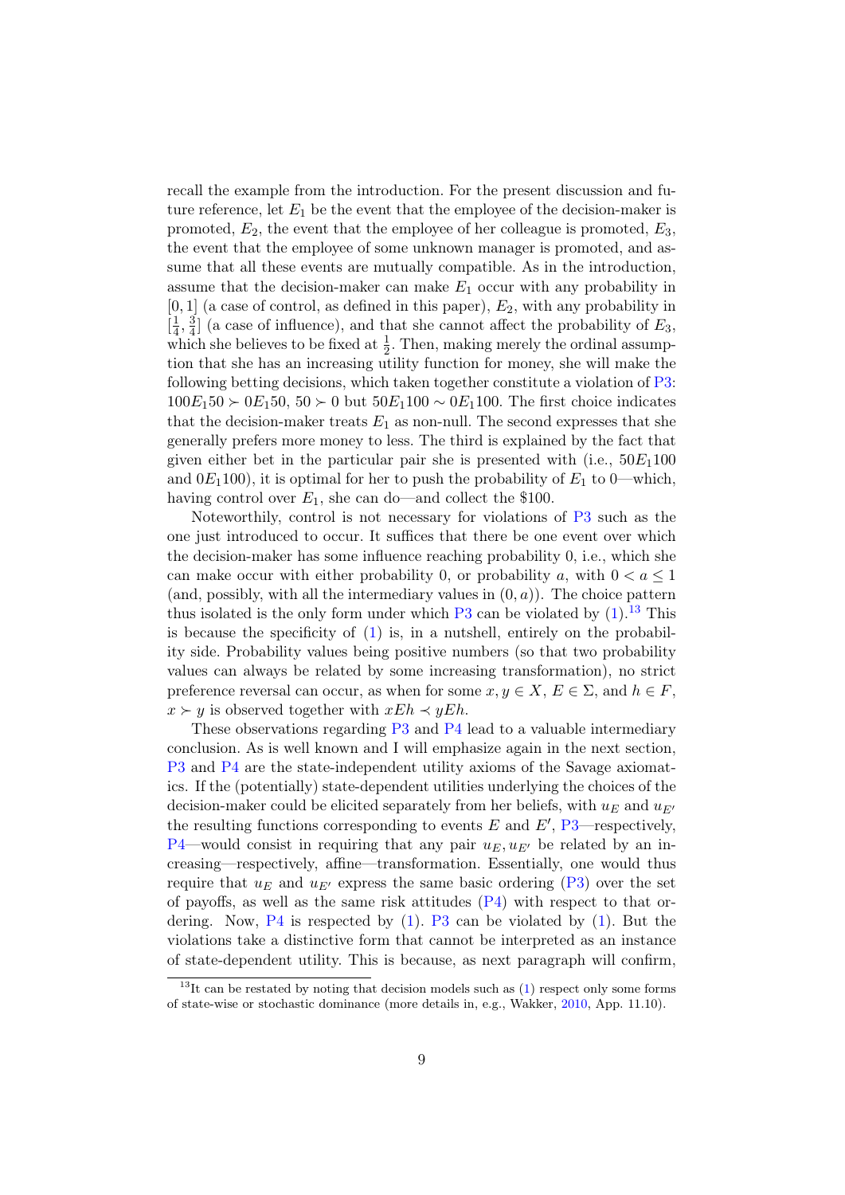recall the example from the introduction. For the present discussion and future reference, let $E_1$ be the event that the employee of the decision-maker is promoted, $E_2$, the event that the employee of her colleague is promoted, $E_3$, the event that the employee of some unknown manager is promoted, and assume that all these events are mutually compatible. As in the introduction, assume that the decision-maker can make $E_1$ occur with any probability in $[0, 1]$ (a case of control, as defined in this paper), $E_2$, with any probability in $[\frac{1}{4}, \frac{3}{4}]$ (a case of influence), and that she cannot affect the probability of $E_3$, which she believes to be fixed at $\frac{1}{2}$. Then, making merely the ordinal assumption that she has an increasing utility function for money, she will make the following betting decisions, which taken together constitute a violation of P3: $100E_1 50 \succ 0E_1 50$, $50 \succ 0$ but $50E_1 100 \sim 0E_1 100$. The first choice indicates that the decision-maker treats $E_1$ as non-null. The second expresses that she generally prefers more money to less. The third is explained by the fact that given either bet in the particular pair she is presented with (i.e., $50E_1 100$ and $0E_1 100$), it is optimal for her to push the probability of $E_1$ to 0—which, having control over $E_1$, she can do—and collect the \$100.

Noteworthily, control is not necessary for violations of P3 such as the one just introduced to occur. It suffices that there be one event over which the decision-maker has some influence reaching probability 0, i.e., which she can make occur with either probability 0, or probability $a$, with $0 < a \leq 1$ (and, possibly, with all the intermediary values in $(0, a)$). The choice pattern thus isolated is the only form under which P3 can be violated by (1).[13] This is because the specificity of (1) is, in a nutshell, entirely on the probability side. Probability values being positive numbers (so that two probability values can always be related by some increasing transformation), no strict preference reversal can occur, as when for some $x, y \in X$, $E \in \Sigma$, and $h \in F$, $x \succ y$ is observed together with $xEh \prec yEh$.

These observations regarding P3 and P4 lead to a valuable intermediary conclusion. As is well known and I will emphasize again in the next section, P3 and P4 are the state-independent utility axioms of the Savage axiomatics. If the (potentially) state-dependent utilities underlying the choices of the decision-maker could be elicited separately from her beliefs, with $u_E$ and $u_{E'}$ the resulting functions corresponding to events $E$ and $E'$, P3—respectively, P4—would consist in requiring that any pair $u_E, u_{E'}$ be related by an increasing—respectively, affine—transformation. Essentially, one would thus require that $u_E$ and $u_{E'}$ express the same basic ordering (P3) over the set of payoffs, as well as the same risk attitudes (P4) with respect to that ordering. Now, P4 is respected by (1). P3 can be violated by (1). But the violations take a distinctive form that cannot be interpreted as an instance of state-dependent utility. This is because, as next paragraph will confirm,

[13] It can be restated by noting that decision models such as (1) respect only some forms of state-wise or stochastic dominance (more details in, e.g., Wakker, 2010, App. 11.10).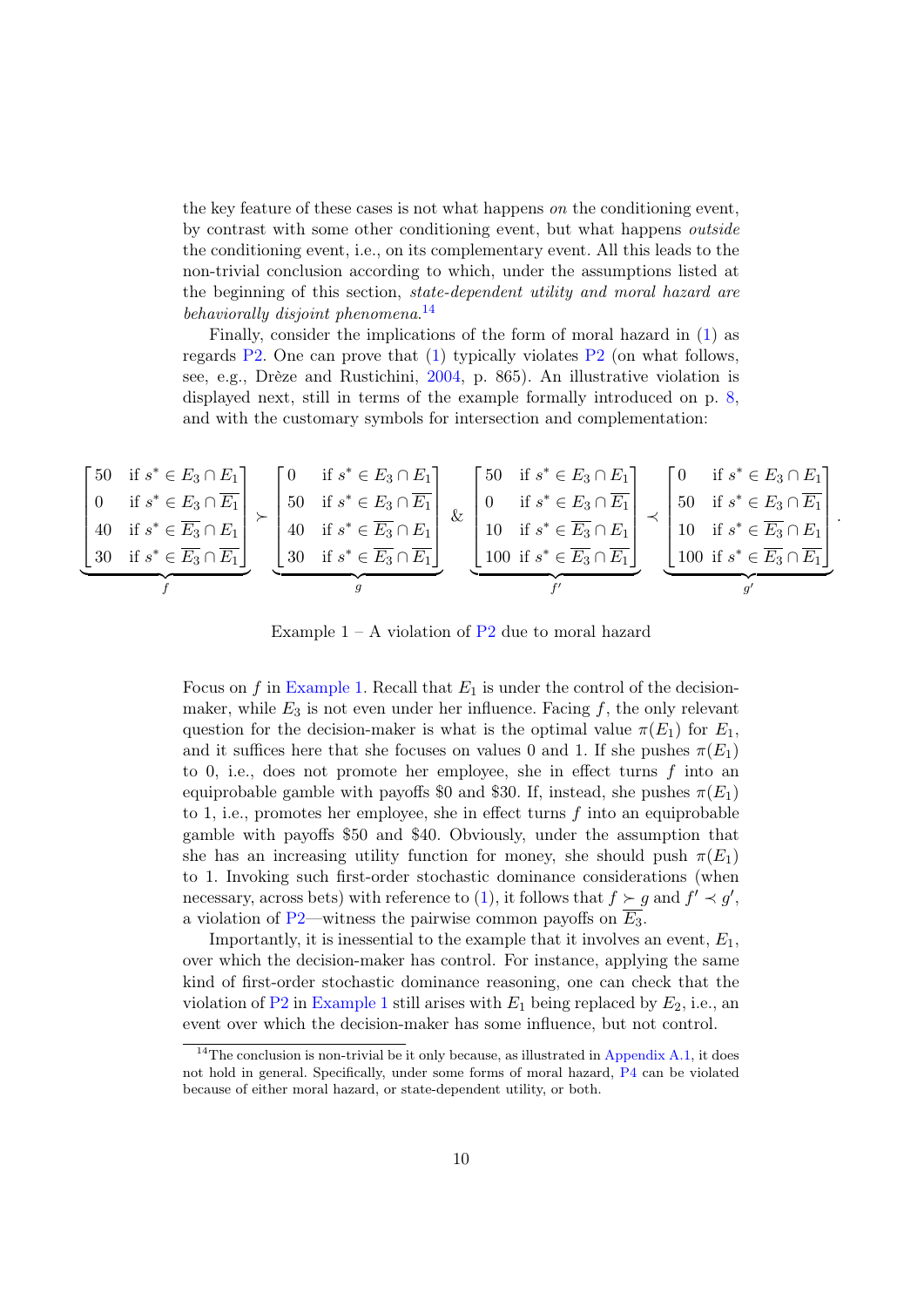the key feature of these cases is not what happens *on* the conditioning event, by contrast with some other conditioning event, but what happens *outside* the conditioning event, i.e., on its complementary event. All this leads to the non-trivial conclusion according to which, under the assumptions listed at the beginning of this section, *state-dependent utility and moral hazard are behaviorally disjoint phenomena*.[14]

Finally, consider the implications of the form of moral hazard in (1) as regards P2. One can prove that (1) typically violates P2 (on what follows, see, e.g., Drèze and Rustichini, 2004, p. 865). An illustrative violation is displayed next, still in terms of the example formally introduced on p. 8, and with the customary symbols for intersection and complementation:

$$\underbrace{\begin{bmatrix} 50 & \text{if } s^* \in E_3 \cap E_1 \\ 0 & \text{if } s^* \in E_3 \cap \overline{E_1} \\ 40 & \text{if } s^* \in \overline{E_3} \cap E_1 \\ 30 & \text{if } s^* \in \overline{E_3} \cap \overline{E_1} \end{bmatrix}}_{f} \succ \underbrace{\begin{bmatrix} 0 & \text{if } s^* \in E_3 \cap E_1 \\ 50 & \text{if } s^* \in E_3 \cap \overline{E_1} \\ 40 & \text{if } s^* \in \overline{E_3} \cap E_1 \\ 30 & \text{if } s^* \in \overline{E_3} \cap \overline{E_1} \end{bmatrix}}_{g} \;\&\; \underbrace{\begin{bmatrix} 50 & \text{if } s^* \in E_3 \cap E_1 \\ 0 & \text{if } s^* \in E_3 \cap \overline{E_1} \\ 10 & \text{if } s^* \in \overline{E_3} \cap E_1 \\ 100 & \text{if } s^* \in \overline{E_3} \cap \overline{E_1} \end{bmatrix}}_{f'} \prec \underbrace{\begin{bmatrix} 0 & \text{if } s^* \in E_3 \cap E_1 \\ 50 & \text{if } s^* \in E_3 \cap \overline{E_1} \\ 10 & \text{if } s^* \in \overline{E_3} \cap E_1 \\ 100 & \text{if } s^* \in \overline{E_3} \cap \overline{E_1} \end{bmatrix}}_{g'}.$$

Example 1 – A violation of P2 due to moral hazard

Focus on $f$ in Example 1. Recall that $E_1$ is under the control of the decision-maker, while $E_3$ is not even under her influence. Facing $f$, the only relevant question for the decision-maker is what is the optimal value $\pi(E_1)$ for $E_1$, and it suffices here that she focuses on values 0 and 1. If she pushes $\pi(E_1)$ to 0, i.e., does not promote her employee, she in effect turns $f$ into an equiprobable gamble with payoffs \$0 and \$30. If, instead, she pushes $\pi(E_1)$ to 1, i.e., promotes her employee, she in effect turns $f$ into an equiprobable gamble with payoffs \$50 and \$40. Obviously, under the assumption that she has an increasing utility function for money, she should push $\pi(E_1)$ to 1. Invoking such first-order stochastic dominance considerations (when necessary, across bets) with reference to (1), it follows that $f \succ g$ and $f' \prec g'$, a violation of P2—witness the pairwise common payoffs on $\overline{E_3}$.

Importantly, it is inessential to the example that it involves an event, $E_1$, over which the decision-maker has control. For instance, applying the same kind of first-order stochastic dominance reasoning, one can check that the violation of P2 in Example 1 still arises with $E_1$ being replaced by $E_2$, i.e., an event over which the decision-maker has some influence, but not control.

[14] The conclusion is non-trivial be it only because, as illustrated in Appendix A.1, it does not hold in general. Specifically, under some forms of moral hazard, P4 can be violated because of either moral hazard, or state-dependent utility, or both.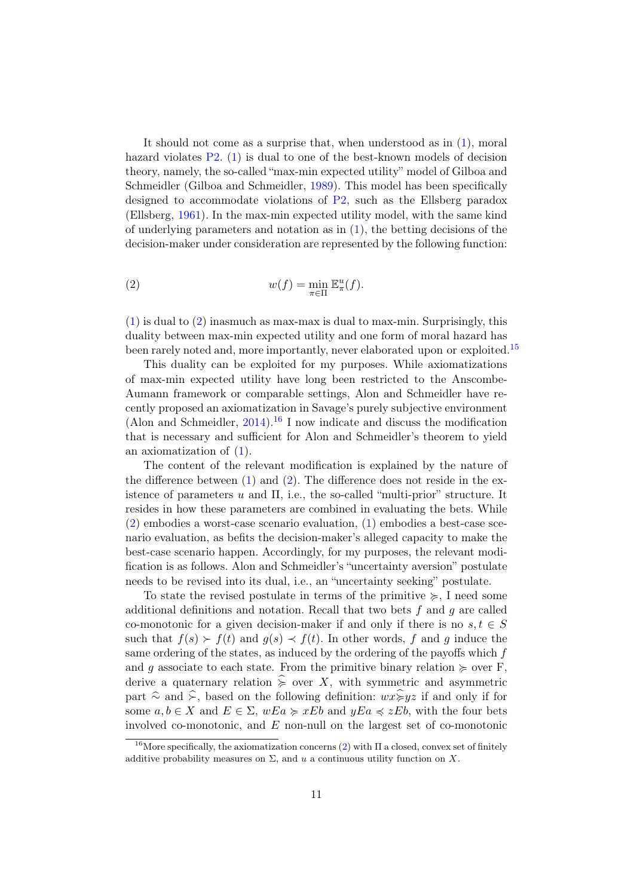It should not come as a surprise that, when understood as in (1), moral hazard violates P2. (1) is dual to one of the best-known models of decision theory, namely, the so-called "max-min expected utility" model of Gilboa and Schmeidler (Gilboa and Schmeidler, 1989). This model has been specifically designed to accommodate violations of P2, such as the Ellsberg paradox (Ellsberg, 1961). In the max-min expected utility model, with the same kind of underlying parameters and notation as in (1), the betting decisions of the decision-maker under consideration are represented by the following function:

$$w(f) = \min_{\pi \in \Pi} \mathbb{E}^u_\pi(f). \tag{2}$$

(1) is dual to (2) inasmuch as max-max is dual to max-min. Surprisingly, this duality between max-min expected utility and one form of moral hazard has been rarely noted and, more importantly, never elaborated upon or exploited.[15]

This duality can be exploited for my purposes. While axiomatizations of max-min expected utility have long been restricted to the Anscombe-Aumann framework or comparable settings, Alon and Schmeidler have recently proposed an axiomatization in Savage's purely subjective environment (Alon and Schmeidler, 2014).[16] I now indicate and discuss the modification that is necessary and sufficient for Alon and Schmeidler's theorem to yield an axiomatization of (1).

The content of the relevant modification is explained by the nature of the difference between (1) and (2). The difference does not reside in the existence of parameters $u$ and $\Pi$, i.e., the so-called "multi-prior" structure. It resides in how these parameters are combined in evaluating the bets. While (2) embodies a worst-case scenario evaluation, (1) embodies a best-case scenario evaluation, as befits the decision-maker's alleged capacity to make the best-case scenario happen. Accordingly, for my purposes, the relevant modification is as follows. Alon and Schmeidler's "uncertainty aversion" postulate needs to be revised into its dual, i.e., an "uncertainty seeking" postulate.

To state the revised postulate in terms of the primitive $\succcurlyeq$, I need some additional definitions and notation. Recall that two bets $f$ and $g$ are called co-monotonic for a given decision-maker if and only if there is no $s, t \in S$ such that $f(s) \succ f(t)$ and $g(s) \prec f(t)$. In other words, $f$ and $g$ induce the same ordering of the states, as induced by the ordering of the payoffs which $f$ and $g$ associate to each state. From the primitive binary relation $\succcurlyeq$ over F, derive a quaternary relation $\widehat{\succcurlyeq}$ over $X$, with symmetric and asymmetric part $\widehat{\sim}$ and $\widehat{\succ}$, based on the following definition: $wx \widehat{\succcurlyeq} yz$ if and only if for some $a, b \in X$ and $E \in \Sigma$, $wEa \succcurlyeq xEb$ and $yEa \preccurlyeq zEb$, with the four bets involved co-monotonic, and $E$ non-null on the largest set of co-monotonic

[16]More specifically, the axiomatization concerns (2) with $\Pi$ a closed, convex set of finitely additive probability measures on $\Sigma$, and $u$ a continuous utility function on $X$.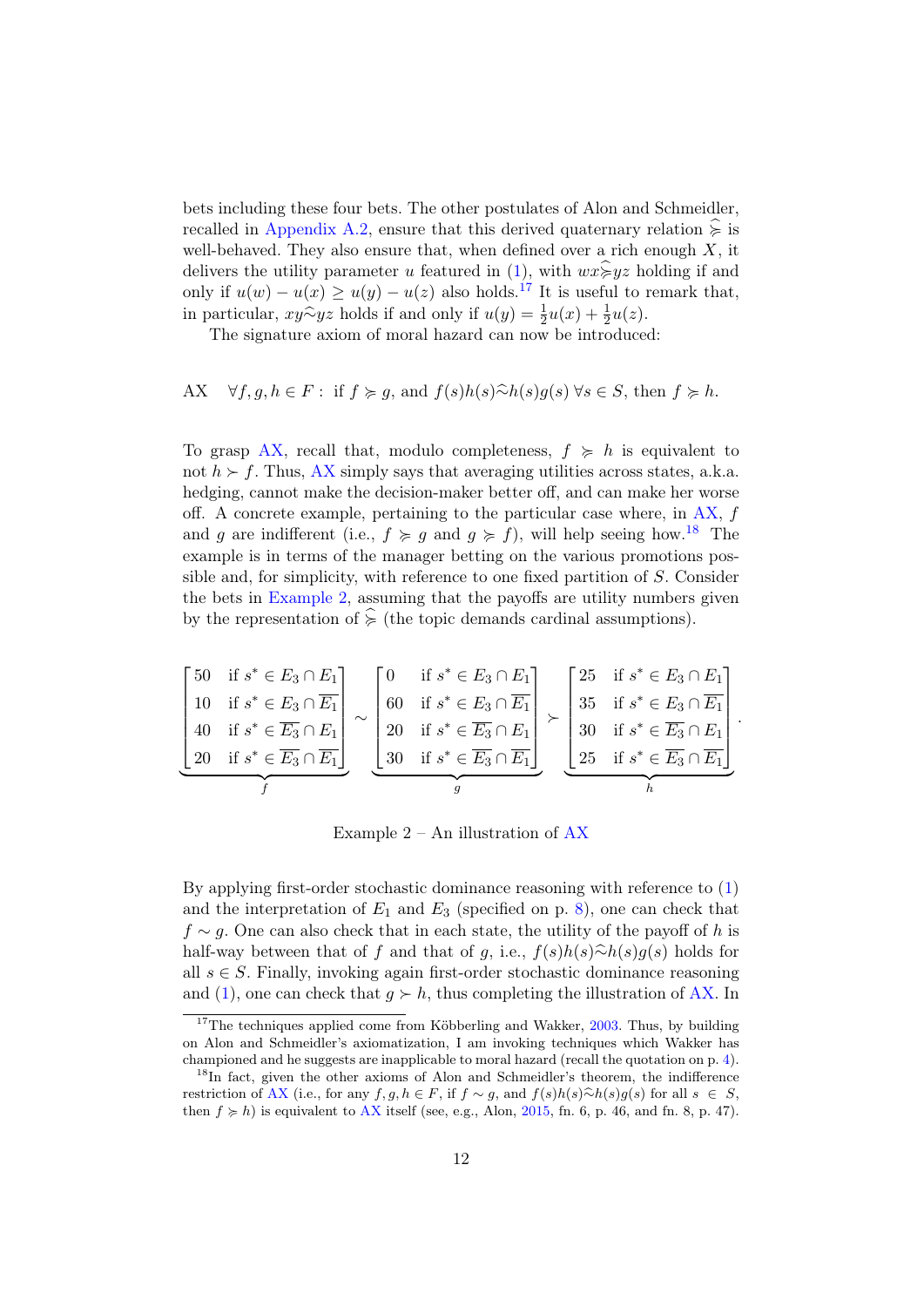bets including these four bets. The other postulates of Alon and Schmeidler, recalled in Appendix A.2, ensure that this derived quaternary relation $\widehat{\succcurlyeq}$ is well-behaved. They also ensure that, when defined over a rich enough $X$, it delivers the utility parameter $u$ featured in (1), with $wx\widehat{\succcurlyeq}yz$ holding if and only if $u(w) - u(x) \geq u(y) - u(z)$ also holds.[17] It is useful to remark that, in particular, $xy\widehat{\sim}yz$ holds if and only if $u(y) = \frac{1}{2}u(x) + \frac{1}{2}u(z)$.

The signature axiom of moral hazard can now be introduced:

AX $\quad \forall f, g, h \in F:$ if $f \succcurlyeq g$, and $f(s)h(s)\widehat{\sim}h(s)g(s)\ \forall s \in S$, then $f \succcurlyeq h$.

To grasp AX, recall that, modulo completeness, $f \succcurlyeq h$ is equivalent to not $h \succ f$. Thus, AX simply says that averaging utilities across states, a.k.a. hedging, cannot make the decision-maker better off, and can make her worse off. A concrete example, pertaining to the particular case where, in AX, $f$ and $g$ are indifferent (i.e., $f \succcurlyeq g$ and $g \succcurlyeq f$), will help seeing how.[18] The example is in terms of the manager betting on the various promotions possible and, for simplicity, with reference to one fixed partition of $S$. Consider the bets in Example 2, assuming that the payoffs are utility numbers given by the representation of $\widehat{\succcurlyeq}$ (the topic demands cardinal assumptions).

$$
\underbrace{\begin{bmatrix} 50 & \text{if } s^* \in E_3 \cap E_1 \\ 10 & \text{if } s^* \in E_3 \cap \overline{E_1} \\ 40 & \text{if } s^* \in \overline{E_3} \cap E_1 \\ 20 & \text{if } s^* \in \overline{E_3} \cap \overline{E_1} \end{bmatrix}}_{f} \sim \underbrace{\begin{bmatrix} 0 & \text{if } s^* \in E_3 \cap E_1 \\ 60 & \text{if } s^* \in E_3 \cap \overline{E_1} \\ 20 & \text{if } s^* \in \overline{E_3} \cap E_1 \\ 30 & \text{if } s^* \in \overline{E_3} \cap \overline{E_1} \end{bmatrix}}_{g} \succ \underbrace{\begin{bmatrix} 25 & \text{if } s^* \in E_3 \cap E_1 \\ 35 & \text{if } s^* \in E_3 \cap \overline{E_1} \\ 30 & \text{if } s^* \in \overline{E_3} \cap E_1 \\ 25 & \text{if } s^* \in \overline{E_3} \cap \overline{E_1} \end{bmatrix}}_{h}.
$$

Example 2 – An illustration of AX

By applying first-order stochastic dominance reasoning with reference to (1) and the interpretation of $E_1$ and $E_3$ (specified on p. 8), one can check that $f \sim g$. One can also check that in each state, the utility of the payoff of $h$ is half-way between that of $f$ and that of $g$, i.e., $f(s)h(s)\widehat{\sim}h(s)g(s)$ holds for all $s \in S$. Finally, invoking again first-order stochastic dominance reasoning and (1), one can check that $g \succ h$, thus completing the illustration of AX. In

[17] The techniques applied come from Köbberling and Wakker, 2003. Thus, by building on Alon and Schmeidler's axiomatization, I am invoking techniques which Wakker has championed and he suggests are inapplicable to moral hazard (recall the quotation on p. 4).

[18] In fact, given the other axioms of Alon and Schmeidler's theorem, the indifference restriction of AX (i.e., for any $f, g, h \in F$, if $f \sim g$, and $f(s)h(s)\widehat{\sim}h(s)g(s)$ for all $s \in S$, then $f \succcurlyeq h$) is equivalent to AX itself (see, e.g., Alon, 2015, fn. 6, p. 46, and fn. 8, p. 47).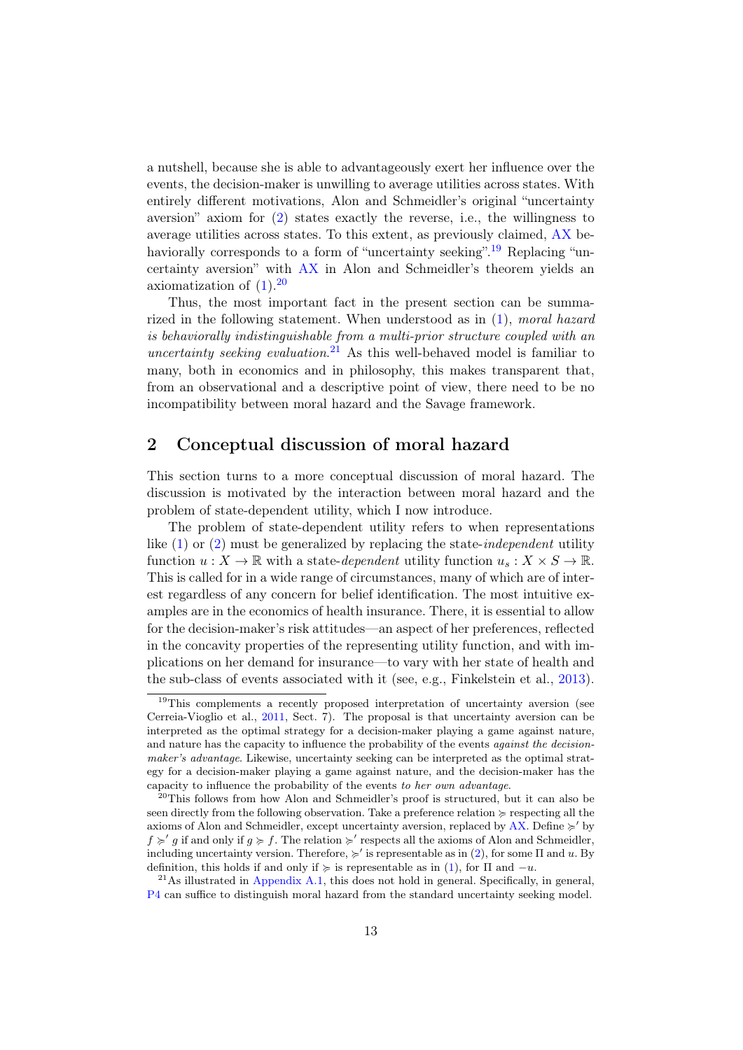a nutshell, because she is able to advantageously exert her influence over the events, the decision-maker is unwilling to average utilities across states. With entirely different motivations, Alon and Schmeidler's original "uncertainty aversion" axiom for (2) states exactly the reverse, i.e., the willingness to average utilities across states. To this extent, as previously claimed, AX behaviorally corresponds to a form of "uncertainty seeking".[19] Replacing "uncertainty aversion" with AX in Alon and Schmeidler's theorem yields an axiomatization of (1).[20]

Thus, the most important fact in the present section can be summarized in the following statement. When understood as in (1), *moral hazard is behaviorally indistinguishable from a multi-prior structure coupled with an uncertainty seeking evaluation*.[21] As this well-behaved model is familiar to many, both in economics and in philosophy, this makes transparent that, from an observational and a descriptive point of view, there need to be no incompatibility between moral hazard and the Savage framework.

## 2 Conceptual discussion of moral hazard

This section turns to a more conceptual discussion of moral hazard. The discussion is motivated by the interaction between moral hazard and the problem of state-dependent utility, which I now introduce.

The problem of state-dependent utility refers to when representations like (1) or (2) must be generalized by replacing the state-*independent* utility function $u : X \to \mathbb{R}$ with a state-*dependent* utility function $u_s : X \times S \to \mathbb{R}$. This is called for in a wide range of circumstances, many of which are of interest regardless of any concern for belief identification. The most intuitive examples are in the economics of health insurance. There, it is essential to allow for the decision-maker's risk attitudes—an aspect of her preferences, reflected in the concavity properties of the representing utility function, and with implications on her demand for insurance—to vary with her state of health and the sub-class of events associated with it (see, e.g., Finkelstein et al., 2013).

---

[19] This complements a recently proposed interpretation of uncertainty aversion (see Cerreia-Vioglio et al., 2011, Sect. 7). The proposal is that uncertainty aversion can be interpreted as the optimal strategy for a decision-maker playing a game against nature, and nature has the capacity to influence the probability of the events *against the decision-maker's advantage*. Likewise, uncertainty seeking can be interpreted as the optimal strategy for a decision-maker playing a game against nature, and the decision-maker has the capacity to influence the probability of the events *to her own advantage*.

[20] This follows from how Alon and Schmeidler's proof is structured, but it can also be seen directly from the following observation. Take a preference relation $\succcurlyeq$ respecting all the axioms of Alon and Schmeidler, except uncertainty aversion, replaced by AX. Define $\succcurlyeq'$ by $f \succcurlyeq' g$ if and only if $g \succcurlyeq f$. The relation $\succcurlyeq'$ respects all the axioms of Alon and Schmeidler, including uncertainty version. Therefore, $\succcurlyeq'$ is representable as in (2), for some $\Pi$ and $u$. By definition, this holds if and only if $\succcurlyeq$ is representable as in (1), for $\Pi$ and $-u$.

[21] As illustrated in Appendix A.1, this does not hold in general. Specifically, in general, P4 can suffice to distinguish moral hazard from the standard uncertainty seeking model.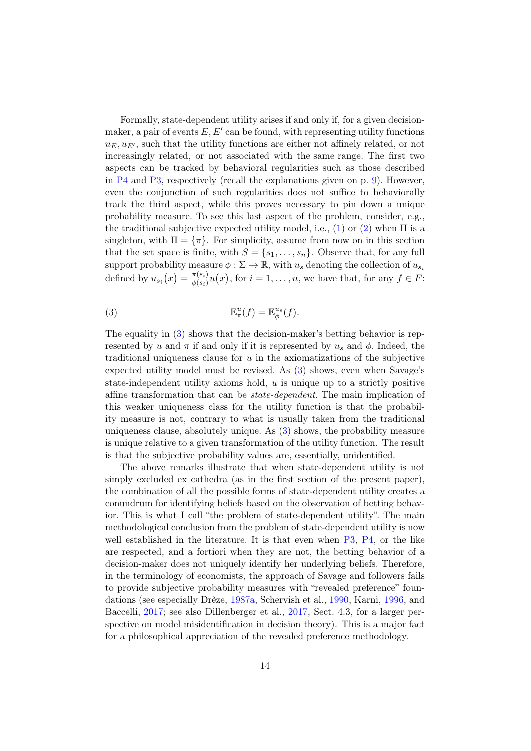Formally, state-dependent utility arises if and only if, for a given decision-maker, a pair of events $E, E'$ can be found, with representing utility functions $u_E, u_{E'}$, such that the utility functions are either not affinely related, or not increasingly related, or not associated with the same range. The first two aspects can be tracked by behavioral regularities such as those described in P4 and P3, respectively (recall the explanations given on p. 9). However, even the conjunction of such regularities does not suffice to behaviorally track the third aspect, while this proves necessary to pin down a unique probability measure. To see this last aspect of the problem, consider, e.g., the traditional subjective expected utility model, i.e., (1) or (2) when $\Pi$ is a singleton, with $\Pi = \{\pi\}$. For simplicity, assume from now on in this section that the set space is finite, with $S = \{s_1, \ldots, s_n\}$. Observe that, for any full support probability measure $\phi : \Sigma \to \mathbb{R}$, with $u_s$ denoting the collection of $u_{s_i}$ defined by $u_{s_i}(x) = \frac{\pi(s_i)}{\phi(s_i)} u(x)$, for $i = 1, \ldots, n$, we have that, for any $f \in F$:

$$\mathbb{E}^u_\pi(f) = \mathbb{E}^{u_s}_\phi(f). \tag{3}$$

The equality in (3) shows that the decision-maker's betting behavior is represented by $u$ and $\pi$ if and only if it is represented by $u_s$ and $\phi$. Indeed, the traditional uniqueness clause for $u$ in the axiomatizations of the subjective expected utility model must be revised. As (3) shows, even when Savage's state-independent utility axioms hold, $u$ is unique up to a strictly positive affine transformation that can be *state-dependent*. The main implication of this weaker uniqueness class for the utility function is that the probability measure is not, contrary to what is usually taken from the traditional uniqueness clause, absolutely unique. As (3) shows, the probability measure is unique relative to a given transformation of the utility function. The result is that the subjective probability values are, essentially, unidentified.

The above remarks illustrate that when state-dependent utility is not simply excluded ex cathedra (as in the first section of the present paper), the combination of all the possible forms of state-dependent utility creates a conundrum for identifying beliefs based on the observation of betting behavior. This is what I call "the problem of state-dependent utility". The main methodological conclusion from the problem of state-dependent utility is now well established in the literature. It is that even when P3, P4, or the like are respected, and a fortiori when they are not, the betting behavior of a decision-maker does not uniquely identify her underlying beliefs. Therefore, in the terminology of economists, the approach of Savage and followers fails to provide subjective probability measures with "revealed preference" foundations (see especially Drèze, 1987a, Schervish et al., 1990, Karni, 1996, and Baccelli, 2017; see also Dillenberger et al., 2017, Sect. 4.3, for a larger perspective on model misidentification in decision theory). This is a major fact for a philosophical appreciation of the revealed preference methodology.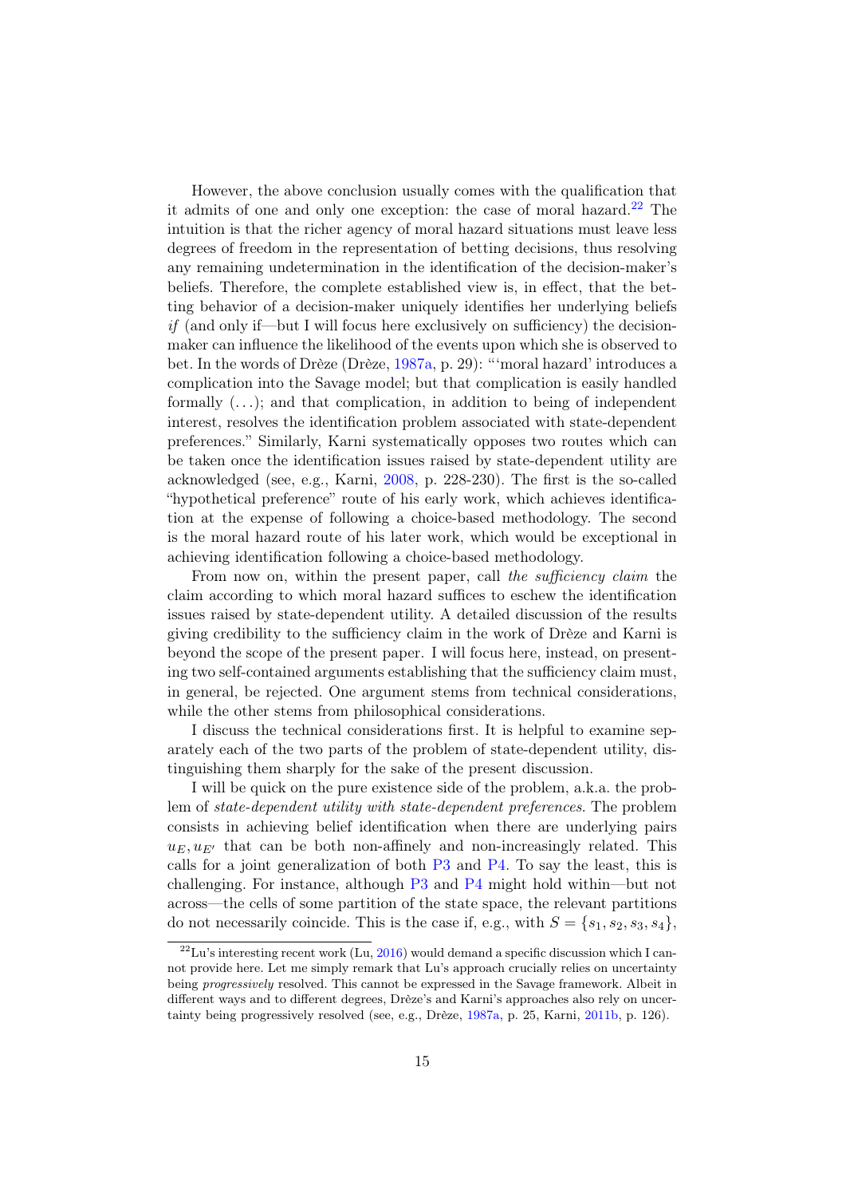However, the above conclusion usually comes with the qualification that it admits of one and only one exception: the case of moral hazard.[22] The intuition is that the richer agency of moral hazard situations must leave less degrees of freedom in the representation of betting decisions, thus resolving any remaining undetermination in the identification of the decision-maker's beliefs. Therefore, the complete established view is, in effect, that the betting behavior of a decision-maker uniquely identifies her underlying beliefs *if* (and only if—but I will focus here exclusively on sufficiency) the decision-maker can influence the likelihood of the events upon which she is observed to bet. In the words of Drèze (Drèze, 1987a, p. 29): "'moral hazard' introduces a complication into the Savage model; but that complication is easily handled formally (...); and that complication, in addition to being of independent interest, resolves the identification problem associated with state-dependent preferences." Similarly, Karni systematically opposes two routes which can be taken once the identification issues raised by state-dependent utility are acknowledged (see, e.g., Karni, 2008, p. 228-230). The first is the so-called "hypothetical preference" route of his early work, which achieves identification at the expense of following a choice-based methodology. The second is the moral hazard route of his later work, which would be exceptional in achieving identification following a choice-based methodology.

From now on, within the present paper, call *the sufficiency claim* the claim according to which moral hazard suffices to eschew the identification issues raised by state-dependent utility. A detailed discussion of the results giving credibility to the sufficiency claim in the work of Drèze and Karni is beyond the scope of the present paper. I will focus here, instead, on presenting two self-contained arguments establishing that the sufficiency claim must, in general, be rejected. One argument stems from technical considerations, while the other stems from philosophical considerations.

I discuss the technical considerations first. It is helpful to examine separately each of the two parts of the problem of state-dependent utility, distinguishing them sharply for the sake of the present discussion.

I will be quick on the pure existence side of the problem, a.k.a. the problem of *state-dependent utility with state-dependent preferences*. The problem consists in achieving belief identification when there are underlying pairs $u_E, u_{E'}$ that can be both non-affinely and non-increasingly related. This calls for a joint generalization of both P3 and P4. To say the least, this is challenging. For instance, although P3 and P4 might hold within—but not across—the cells of some partition of the state space, the relevant partitions do not necessarily coincide. This is the case if, e.g., with $S = \{s_1, s_2, s_3, s_4\}$,

[22] Lu's interesting recent work (Lu, 2016) would demand a specific discussion which I cannot provide here. Let me simply remark that Lu's approach crucially relies on uncertainty being *progressively* resolved. This cannot be expressed in the Savage framework. Albeit in different ways and to different degrees, Drèze's and Karni's approaches also rely on uncertainty being progressively resolved (see, e.g., Drèze, 1987a, p. 25, Karni, 2011b, p. 126).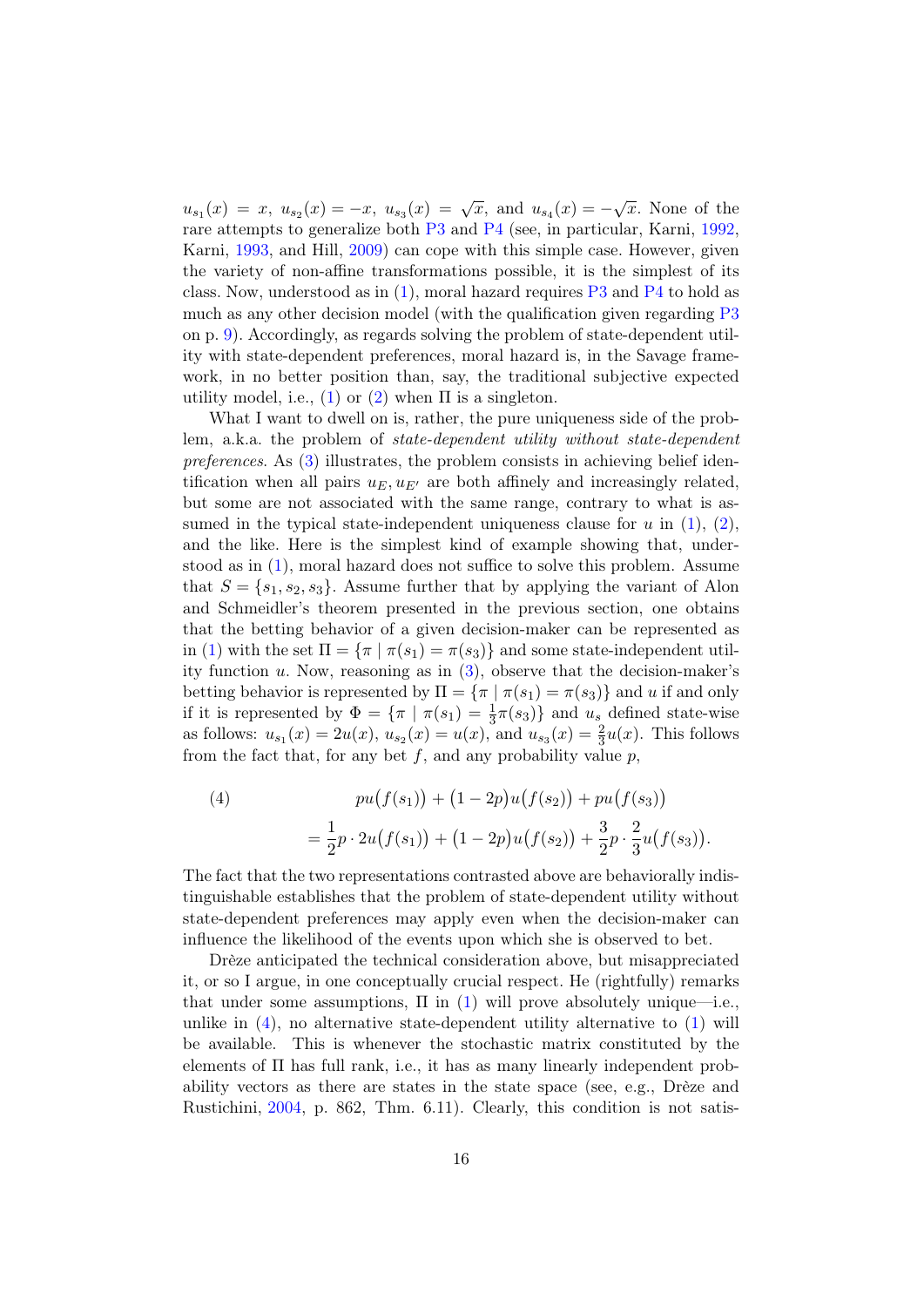$u_{s_1}(x) = x$, $u_{s_2}(x) = -x$, $u_{s_3}(x) = \sqrt{x}$, and $u_{s_4}(x) = -\sqrt{x}$. None of the rare attempts to generalize both P3 and P4 (see, in particular, Karni, 1992, Karni, 1993, and Hill, 2009) can cope with this simple case. However, given the variety of non-affine transformations possible, it is the simplest of its class. Now, understood as in (1), moral hazard requires P3 and P4 to hold as much as any other decision model (with the qualification given regarding P3 on p. 9). Accordingly, as regards solving the problem of state-dependent utility with state-dependent preferences, moral hazard is, in the Savage framework, in no better position than, say, the traditional subjective expected utility model, i.e., (1) or (2) when $\Pi$ is a singleton.

What I want to dwell on is, rather, the pure uniqueness side of the problem, a.k.a. the problem of *state-dependent utility without state-dependent preferences*. As (3) illustrates, the problem consists in achieving belief identification when all pairs $u_E, u_{E'}$ are both affinely and increasingly related, but some are not associated with the same range, contrary to what is assumed in the typical state-independent uniqueness clause for $u$ in (1), (2), and the like. Here is the simplest kind of example showing that, understood as in (1), moral hazard does not suffice to solve this problem. Assume that $S = \{s_1, s_2, s_3\}$. Assume further that by applying the variant of Alon and Schmeidler's theorem presented in the previous section, one obtains that the betting behavior of a given decision-maker can be represented as in (1) with the set $\Pi = \{\pi \mid \pi(s_1) = \pi(s_3)\}$ and some state-independent utility function $u$. Now, reasoning as in (3), observe that the decision-maker's betting behavior is represented by $\Pi = \{\pi \mid \pi(s_1) = \pi(s_3)\}$ and $u$ if and only if it is represented by $\Phi = \{\pi \mid \pi(s_1) = \frac{1}{3}\pi(s_3)\}$ and $u_s$ defined state-wise as follows: $u_{s_1}(x) = 2u(x)$, $u_{s_2}(x) = u(x)$, and $u_{s_3}(x) = \frac{2}{3}u(x)$. This follows from the fact that, for any bet $f$, and any probability value $p$,

$$
\begin{aligned}
(4) \qquad & pu\big(f(s_1)\big) + \big(1-2p\big)u\big(f(s_2)\big) + pu\big(f(s_3)\big) \\
&= \frac{1}{2}p \cdot 2u\big(f(s_1)\big) + \big(1-2p\big)u\big(f(s_2)\big) + \frac{3}{2}p \cdot \frac{2}{3}u\big(f(s_3)\big).
\end{aligned}
$$

The fact that the two representations contrasted above are behaviorally indistinguishable establishes that the problem of state-dependent utility without state-dependent preferences may apply even when the decision-maker can influence the likelihood of the events upon which she is observed to bet.

Drèze anticipated the technical consideration above, but misappreciated it, or so I argue, in one conceptually crucial respect. He (rightfully) remarks that under some assumptions, $\Pi$ in (1) will prove absolutely unique—i.e., unlike in (4), no alternative state-dependent utility alternative to (1) will be available. This is whenever the stochastic matrix constituted by the elements of $\Pi$ has full rank, i.e., it has as many linearly independent probability vectors as there are states in the state space (see, e.g., Drèze and Rustichini, 2004, p. 862, Thm. 6.11). Clearly, this condition is not satis-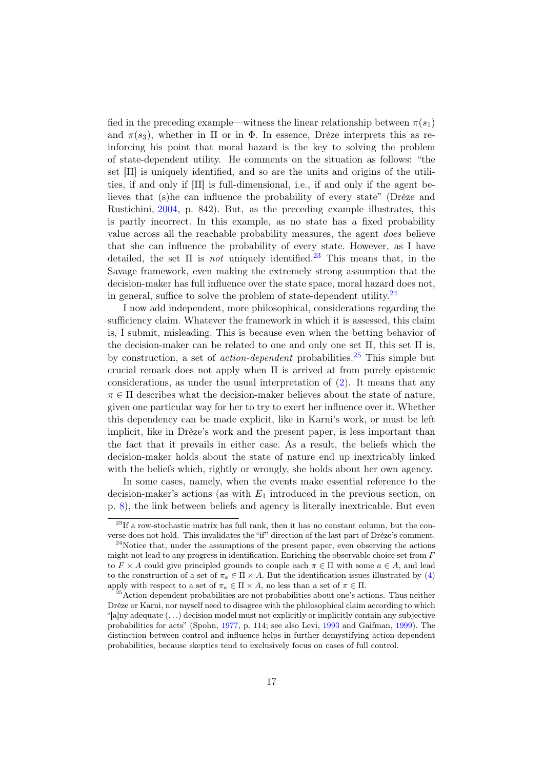fied in the preceding example—witness the linear relationship between $\pi(s_1)$ and $\pi(s_3)$, whether in $\Pi$ or in $\Phi$. In essence, Drèze interprets this as reinforcing his point that moral hazard is the key to solving the problem of state-dependent utility. He comments on the situation as follows: "the set [$\Pi$] is uniquely identified, and so are the units and origins of the utilities, if and only if [$\Pi$] is full-dimensional, i.e., if and only if the agent believes that (s)he can influence the probability of every state" (Drèze and Rustichini, 2004, p. 842). But, as the preceding example illustrates, this is partly incorrect. In this example, as no state has a fixed probability value across all the reachable probability measures, the agent *does* believe that she can influence the probability of every state. However, as I have detailed, the set $\Pi$ is *not* uniquely identified.[23] This means that, in the Savage framework, even making the extremely strong assumption that the decision-maker has full influence over the state space, moral hazard does not, in general, suffice to solve the problem of state-dependent utility.[24]

I now add independent, more philosophical, considerations regarding the sufficiency claim. Whatever the framework in which it is assessed, this claim is, I submit, misleading. This is because even when the betting behavior of the decision-maker can be related to one and only one set $\Pi$, this set $\Pi$ is, by construction, a set of *action-dependent* probabilities.[25] This simple but crucial remark does not apply when $\Pi$ is arrived at from purely epistemic considerations, as under the usual interpretation of (2). It means that any $\pi \in \Pi$ describes what the decision-maker believes about the state of nature, given one particular way for her to try to exert her influence over it. Whether this dependency can be made explicit, like in Karni's work, or must be left implicit, like in Drèze's work and the present paper, is less important than the fact that it prevails in either case. As a result, the beliefs which the decision-maker holds about the state of nature end up inextricably linked with the beliefs which, rightly or wrongly, she holds about her own agency.

In some cases, namely, when the events make essential reference to the decision-maker's actions (as with $E_1$ introduced in the previous section, on p. 8), the link between beliefs and agency is literally inextricable. But even

[23] If a row-stochastic matrix has full rank, then it has no constant column, but the converse does not hold. This invalidates the "if" direction of the last part of Drèze's comment.

[24] Notice that, under the assumptions of the present paper, even observing the actions might not lead to any progress in identification. Enriching the observable choice set from $F$ to $F \times A$ could give principled grounds to couple each $\pi \in \Pi$ with some $a \in A$, and lead to the construction of a set of $\pi_a \in \Pi \times A$. But the identification issues illustrated by (4) apply with respect to a set of $\pi_a \in \Pi \times A$, no less than a set of $\pi \in \Pi$.

[25] Action-dependent probabilities are not probabilities about one's actions. Thus neither Drèze or Karni, nor myself need to disagree with the philosophical claim according to which "[a]ny adequate (...) decision model must not explicitly or implicitly contain any subjective probabilities for acts" (Spohn, 1977, p. 114; see also Levi, 1993 and Gaifman, 1999). The distinction between control and influence helps in further demystifying action-dependent probabilities, because skeptics tend to exclusively focus on cases of full control.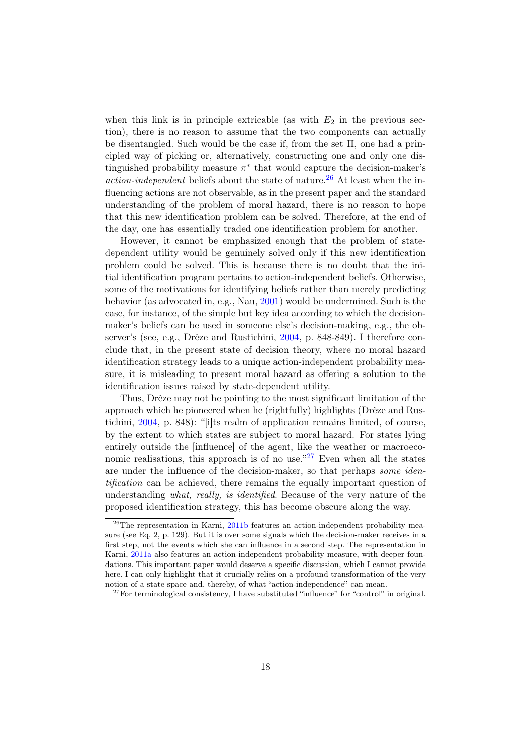when this link is in principle extricable (as with $E_2$ in the previous section), there is no reason to assume that the two components can actually be disentangled. Such would be the case if, from the set $\Pi$, one had a principled way of picking or, alternatively, constructing one and only one distinguished probability measure $\pi^*$ that would capture the decision-maker's *action-independent* beliefs about the state of nature.[26] At least when the influencing actions are not observable, as in the present paper and the standard understanding of the problem of moral hazard, there is no reason to hope that this new identification problem can be solved. Therefore, at the end of the day, one has essentially traded one identification problem for another.

However, it cannot be emphasized enough that the problem of state-dependent utility would be genuinely solved only if this new identification problem could be solved. This is because there is no doubt that the initial identification program pertains to action-independent beliefs. Otherwise, some of the motivations for identifying beliefs rather than merely predicting behavior (as advocated in, e.g., Nau, 2001) would be undermined. Such is the case, for instance, of the simple but key idea according to which the decision-maker's beliefs can be used in someone else's decision-making, e.g., the observer's (see, e.g., Drèze and Rustichini, 2004, p. 848-849). I therefore conclude that, in the present state of decision theory, where no moral hazard identification strategy leads to a unique action-independent probability measure, it is misleading to present moral hazard as offering a solution to the identification issues raised by state-dependent utility.

Thus, Drèze may not be pointing to the most significant limitation of the approach which he pioneered when he (rightfully) highlights (Drèze and Rustichini, 2004, p. 848): "[i]ts realm of application remains limited, of course, by the extent to which states are subject to moral hazard. For states lying entirely outside the [influence] of the agent, like the weather or macroeconomic realisations, this approach is of no use."[27] Even when all the states are under the influence of the decision-maker, so that perhaps *some identification* can be achieved, there remains the equally important question of understanding *what, really, is identified*. Because of the very nature of the proposed identification strategy, this has become obscure along the way.

---

[26] The representation in Karni, 2011b features an action-independent probability measure (see Eq. 2, p. 129). But it is over some signals which the decision-maker receives in a first step, not the events which she can influence in a second step. The representation in Karni, 2011a also features an action-independent probability measure, with deeper foundations. This important paper would deserve a specific discussion, which I cannot provide here. I can only highlight that it crucially relies on a profound transformation of the very notion of a state space and, thereby, of what "action-independence" can mean.

[27] For terminological consistency, I have substituted "influence" for "control" in original.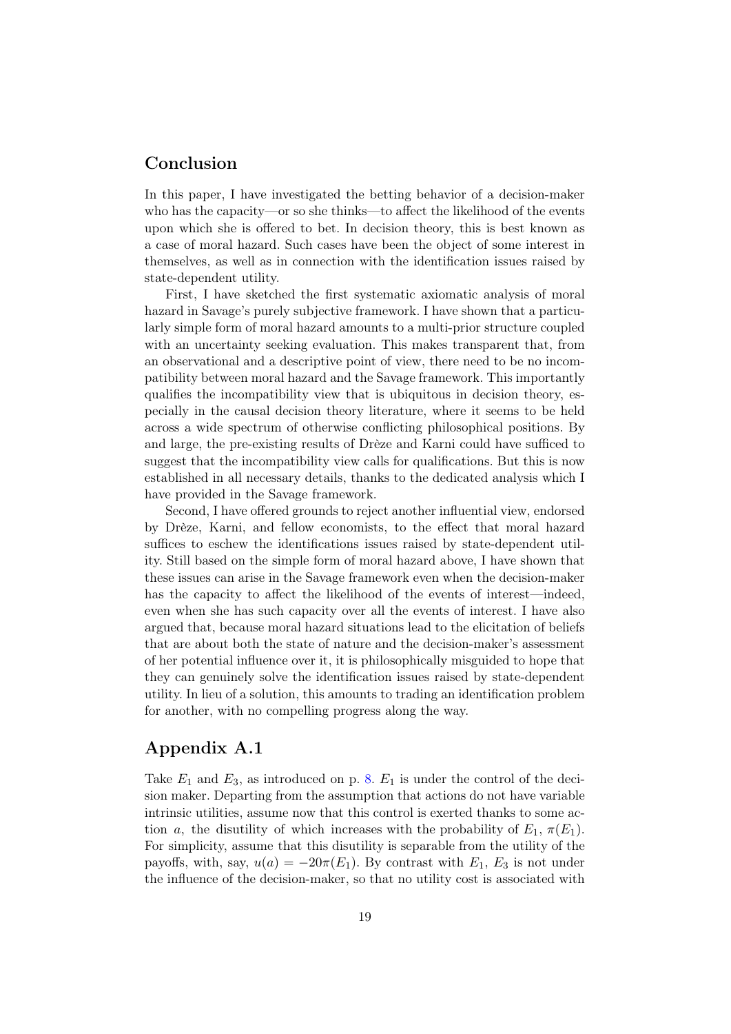## Conclusion

In this paper, I have investigated the betting behavior of a decision-maker who has the capacity—or so she thinks—to affect the likelihood of the events upon which she is offered to bet. In decision theory, this is best known as a case of moral hazard. Such cases have been the object of some interest in themselves, as well as in connection with the identification issues raised by state-dependent utility.

First, I have sketched the first systematic axiomatic analysis of moral hazard in Savage's purely subjective framework. I have shown that a particularly simple form of moral hazard amounts to a multi-prior structure coupled with an uncertainty seeking evaluation. This makes transparent that, from an observational and a descriptive point of view, there need to be no incompatibility between moral hazard and the Savage framework. This importantly qualifies the incompatibility view that is ubiquitous in decision theory, especially in the causal decision theory literature, where it seems to be held across a wide spectrum of otherwise conflicting philosophical positions. By and large, the pre-existing results of Drèze and Karni could have sufficed to suggest that the incompatibility view calls for qualifications. But this is now established in all necessary details, thanks to the dedicated analysis which I have provided in the Savage framework.

Second, I have offered grounds to reject another influential view, endorsed by Drèze, Karni, and fellow economists, to the effect that moral hazard suffices to eschew the identifications issues raised by state-dependent utility. Still based on the simple form of moral hazard above, I have shown that these issues can arise in the Savage framework even when the decision-maker has the capacity to affect the likelihood of the events of interest—indeed, even when she has such capacity over all the events of interest. I have also argued that, because moral hazard situations lead to the elicitation of beliefs that are about both the state of nature and the decision-maker's assessment of her potential influence over it, it is philosophically misguided to hope that they can genuinely solve the identification issues raised by state-dependent utility. In lieu of a solution, this amounts to trading an identification problem for another, with no compelling progress along the way.

## Appendix A.1

Take $E_1$ and $E_3$, as introduced on p. 8. $E_1$ is under the control of the decision maker. Departing from the assumption that actions do not have variable intrinsic utilities, assume now that this control is exerted thanks to some action $a$, the disutility of which increases with the probability of $E_1$, $\pi(E_1)$. For simplicity, assume that this disutility is separable from the utility of the payoffs, with, say, $u(a) = -20\pi(E_1)$. By contrast with $E_1$, $E_3$ is not under the influence of the decision-maker, so that no utility cost is associated with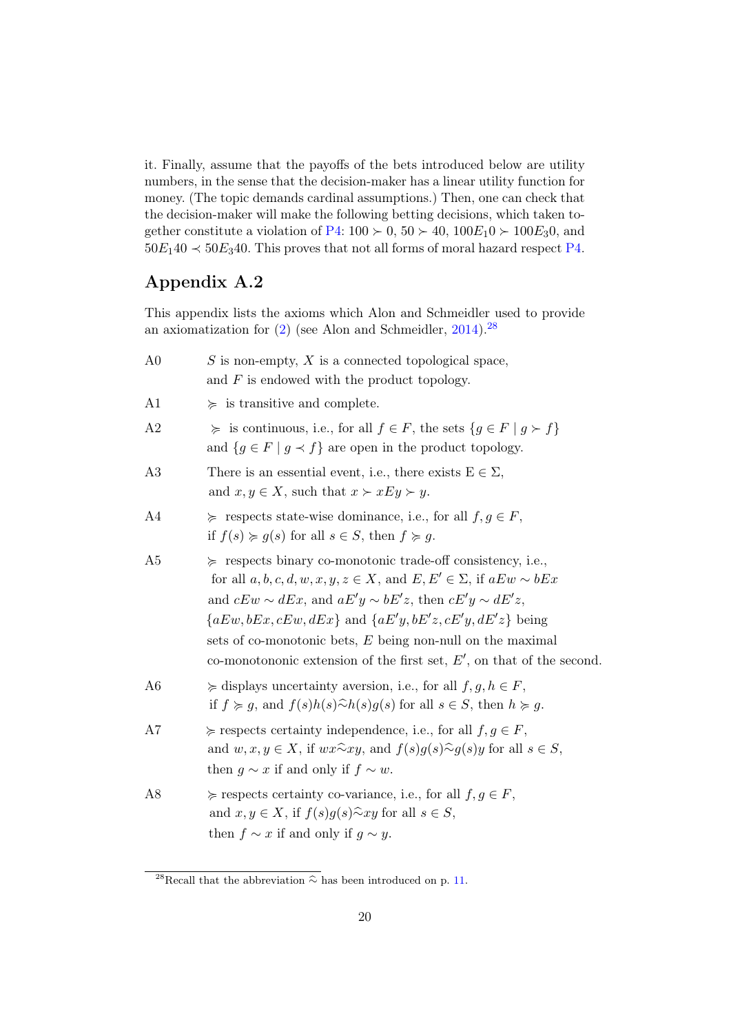it. Finally, assume that the payoffs of the bets introduced below are utility numbers, in the sense that the decision-maker has a linear utility function for money. (The topic demands cardinal assumptions.) Then, one can check that the decision-maker will make the following betting decisions, which taken together constitute a violation of P4: $100 \succ 0$, $50 \succ 40$, $100E_1 0 \succ 100E_3 0$, and $50E_1 40 \prec 50E_3 40$. This proves that not all forms of moral hazard respect P4.

## Appendix A.2

This appendix lists the axioms which Alon and Schmeidler used to provide an axiomatization for (2) (see Alon and Schmeidler, 2014).[28]

A0 $S$ is non-empty, $X$ is a connected topological space, and $F$ is endowed with the product topology.

A1 $\succcurlyeq$ is transitive and complete.

A2 $\succcurlyeq$ is continuous, i.e., for all $f \in F$, the sets $\{g \in F \mid g \succ f\}$ and $\{g \in F \mid g \prec f\}$ are open in the product topology.

A3 There is an essential event, i.e., there exists $\mathrm{E} \in \Sigma$, and $x, y \in X$, such that $x \succ xEy \succ y$.

A4 $\succcurlyeq$ respects state-wise dominance, i.e., for all $f, g \in F$, if $f(s) \succcurlyeq g(s)$ for all $s \in S$, then $f \succcurlyeq g$.

A5 $\succcurlyeq$ respects binary co-monotonic trade-off consistency, i.e., for all $a, b, c, d, w, x, y, z \in X$, and $E, E' \in \Sigma$, if $aEw \sim bEx$ and $cEw \sim dEx$, and $aE'y \sim bE'z$, then $cE'y \sim dE'z$, $\{aEw, bEx, cEw, dEx\}$ and $\{aE'y, bE'z, cE'y, dE'z\}$ being sets of co-monotonic bets, $E$ being non-null on the maximal co-monotononic extension of the first set, $E'$, on that of the second.

A6 $\succcurlyeq$ displays uncertainty aversion, i.e., for all $f, g, h \in F$, if $f \succcurlyeq g$, and $f(s)h(s) \widehat{\sim} h(s)g(s)$ for all $s \in S$, then $h \succcurlyeq g$.

A7 $\succcurlyeq$ respects certainty independence, i.e., for all $f, g \in F$, and $w, x, y \in X$, if $wx \widehat{\sim} xy$, and $f(s)g(s) \widehat{\sim} g(s)y$ for all $s \in S$, then $g \sim x$ if and only if $f \sim w$.

A8 $\succcurlyeq$ respects certainty co-variance, i.e., for all $f, g \in F$, and $x, y \in X$, if $f(s)g(s) \widehat{\sim} xy$ for all $s \in S$, then $f \sim x$ if and only if $g \sim y$.

[28] Recall that the abbreviation $\widehat{\sim}$ has been introduced on p. 11.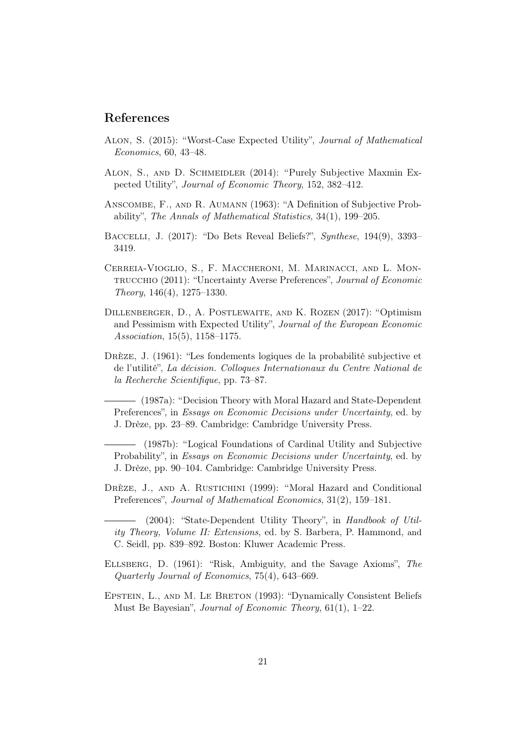## References

Alon, S. (2015): "Worst-Case Expected Utility", *Journal of Mathematical Economics*, 60, 43–48.

Alon, S., and D. Schmeidler (2014): "Purely Subjective Maxmin Expected Utility", *Journal of Economic Theory*, 152, 382–412.

Anscombe, F., and R. Aumann (1963): "A Definition of Subjective Probability", *The Annals of Mathematical Statistics*, 34(1), 199–205.

Baccelli, J. (2017): "Do Bets Reveal Beliefs?", *Synthese*, 194(9), 3393–3419.

Cerreia-Vioglio, S., F. Maccheroni, M. Marinacci, and L. Montrucchio (2011): "Uncertainty Averse Preferences", *Journal of Economic Theory*, 146(4), 1275–1330.

Dillenberger, D., A. Postlewaite, and K. Rozen (2017): "Optimism and Pessimism with Expected Utility", *Journal of the European Economic Association*, 15(5), 1158–1175.

Drèze, J. (1961): "Les fondements logiques de la probabilité subjective et de l'utilité", *La décision. Colloques Internationaux du Centre National de la Recherche Scientifique*, pp. 73–87.

——— (1987a): "Decision Theory with Moral Hazard and State-Dependent Preferences", in *Essays on Economic Decisions under Uncertainty*, ed. by J. Drèze, pp. 23–89. Cambridge: Cambridge University Press.

——— (1987b): "Logical Foundations of Cardinal Utility and Subjective Probability", in *Essays on Economic Decisions under Uncertainty*, ed. by J. Drèze, pp. 90–104. Cambridge: Cambridge University Press.

Drèze, J., and A. Rustichini (1999): "Moral Hazard and Conditional Preferences", *Journal of Mathematical Economics*, 31(2), 159–181.

——— (2004): "State-Dependent Utility Theory", in *Handbook of Utility Theory, Volume II: Extensions*, ed. by S. Barbera, P. Hammond, and C. Seidl, pp. 839–892. Boston: Kluwer Academic Press.

Ellsberg, D. (1961): "Risk, Ambiguity, and the Savage Axioms", *The Quarterly Journal of Economics*, 75(4), 643–669.

Epstein, L., and M. Le Breton (1993): "Dynamically Consistent Beliefs Must Be Bayesian", *Journal of Economic Theory*, 61(1), 1–22.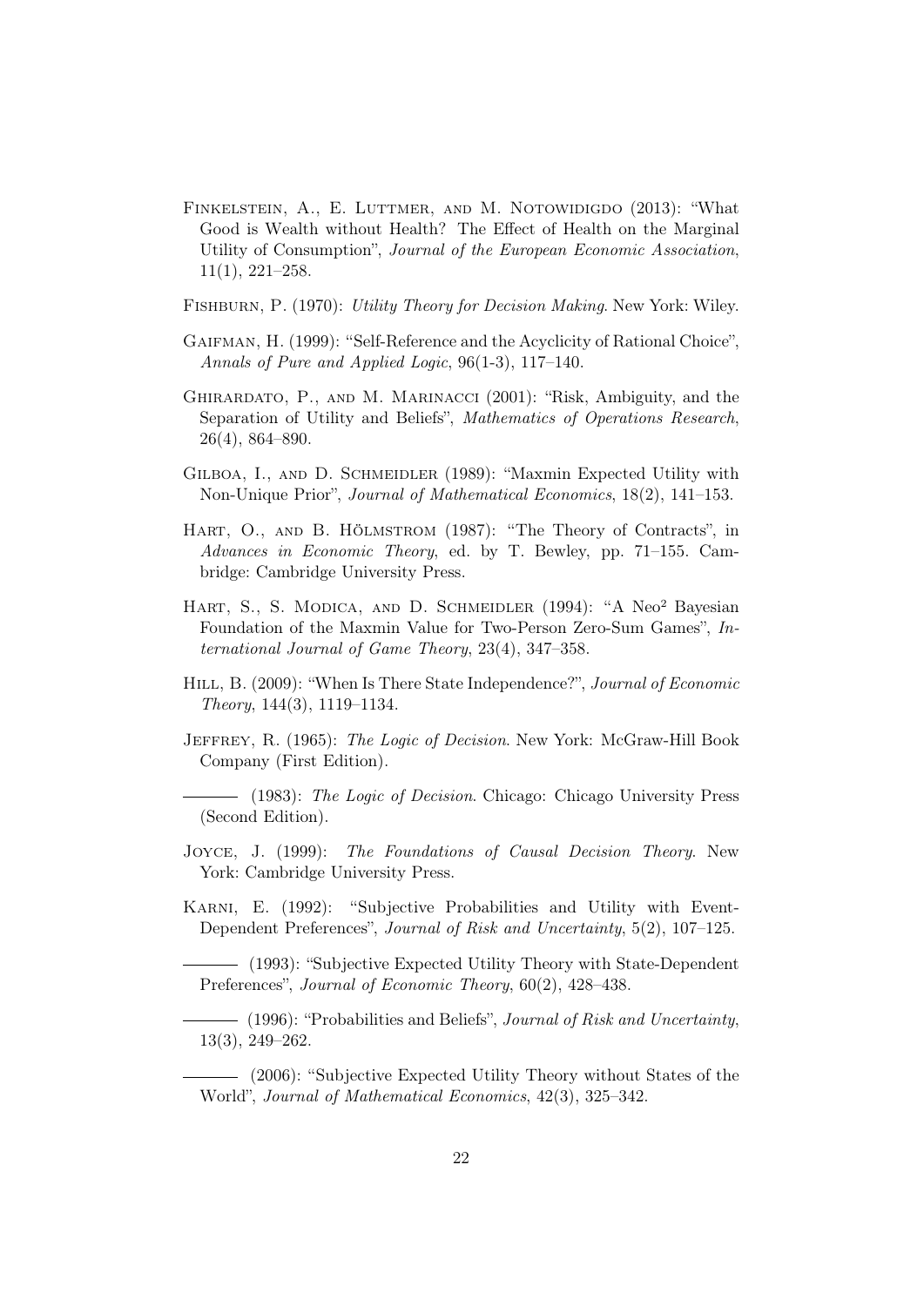Finkelstein, A., E. Luttmer, and M. Notowidigdo (2013): "What Good is Wealth without Health? The Effect of Health on the Marginal Utility of Consumption", *Journal of the European Economic Association*, 11(1), 221–258.

Fishburn, P. (1970): *Utility Theory for Decision Making*. New York: Wiley.

Gaifman, H. (1999): "Self-Reference and the Acyclicity of Rational Choice", *Annals of Pure and Applied Logic*, 96(1-3), 117–140.

Ghirardato, P., and M. Marinacci (2001): "Risk, Ambiguity, and the Separation of Utility and Beliefs", *Mathematics of Operations Research*, 26(4), 864–890.

Gilboa, I., and D. Schmeidler (1989): "Maxmin Expected Utility with Non-Unique Prior", *Journal of Mathematical Economics*, 18(2), 141–153.

Hart, O., and B. Hölmstrom (1987): "The Theory of Contracts", in *Advances in Economic Theory*, ed. by T. Bewley, pp. 71–155. Cambridge: Cambridge University Press.

Hart, S., S. Modica, and D. Schmeidler (1994): "A Neo² Bayesian Foundation of the Maxmin Value for Two-Person Zero-Sum Games", *International Journal of Game Theory*, 23(4), 347–358.

Hill, B. (2009): "When Is There State Independence?", *Journal of Economic Theory*, 144(3), 1119–1134.

Jeffrey, R. (1965): *The Logic of Decision*. New York: McGraw-Hill Book Company (First Edition).

——— (1983): *The Logic of Decision*. Chicago: Chicago University Press (Second Edition).

Joyce, J. (1999): *The Foundations of Causal Decision Theory*. New York: Cambridge University Press.

Karni, E. (1992): "Subjective Probabilities and Utility with Event-Dependent Preferences", *Journal of Risk and Uncertainty*, 5(2), 107–125.

——— (1993): "Subjective Expected Utility Theory with State-Dependent Preferences", *Journal of Economic Theory*, 60(2), 428–438.

——— (1996): "Probabilities and Beliefs", *Journal of Risk and Uncertainty*, 13(3), 249–262.

——— (2006): "Subjective Expected Utility Theory without States of the World", *Journal of Mathematical Economics*, 42(3), 325–342.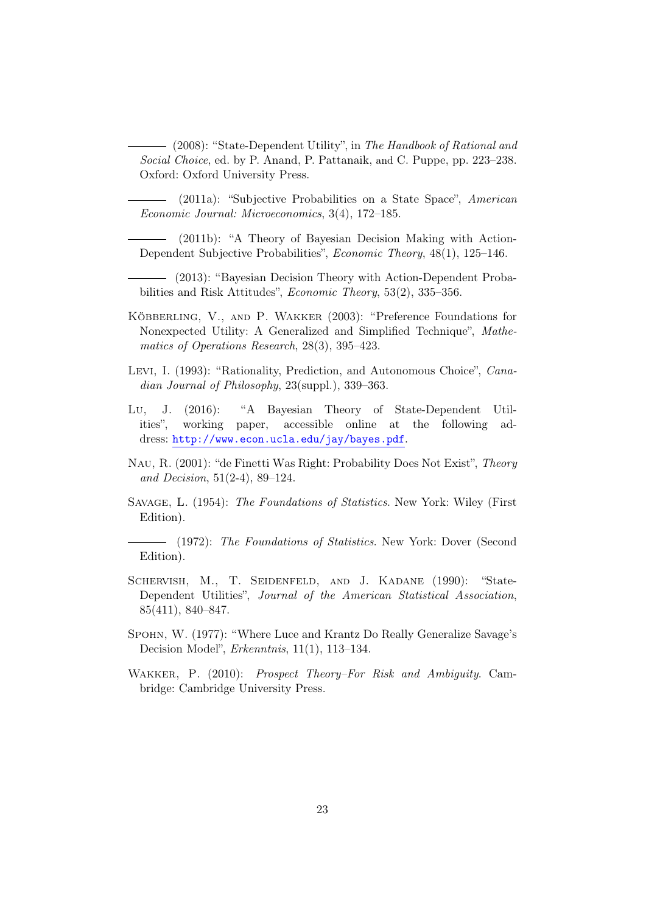——— (2008): "State-Dependent Utility", in *The Handbook of Rational and Social Choice*, ed. by P. Anand, P. Pattanaik, and C. Puppe, pp. 223–238. Oxford: Oxford University Press.

——— (2011a): "Subjective Probabilities on a State Space", *American Economic Journal: Microeconomics*, 3(4), 172–185.

——— (2011b): "A Theory of Bayesian Decision Making with Action-Dependent Subjective Probabilities", *Economic Theory*, 48(1), 125–146.

——— (2013): "Bayesian Decision Theory with Action-Dependent Probabilities and Risk Attitudes", *Economic Theory*, 53(2), 335–356.

Köbberling, V., and P. Wakker (2003): "Preference Foundations for Nonexpected Utility: A Generalized and Simplified Technique", *Mathematics of Operations Research*, 28(3), 395–423.

Levi, I. (1993): "Rationality, Prediction, and Autonomous Choice", *Canadian Journal of Philosophy*, 23(suppl.), 339–363.

Lu, J. (2016): "A Bayesian Theory of State-Dependent Utilities", working paper, accessible online at the following address: http://www.econ.ucla.edu/jay/bayes.pdf.

Nau, R. (2001): "de Finetti Was Right: Probability Does Not Exist", *Theory and Decision*, 51(2-4), 89–124.

Savage, L. (1954): *The Foundations of Statistics*. New York: Wiley (First Edition).

——— (1972): *The Foundations of Statistics*. New York: Dover (Second Edition).

Schervish, M., T. Seidenfeld, and J. Kadane (1990): "State-Dependent Utilities", *Journal of the American Statistical Association*, 85(411), 840–847.

Spohn, W. (1977): "Where Luce and Krantz Do Really Generalize Savage's Decision Model", *Erkenntnis*, 11(1), 113–134.

Wakker, P. (2010): *Prospect Theory–For Risk and Ambiguity*. Cambridge: Cambridge University Press.